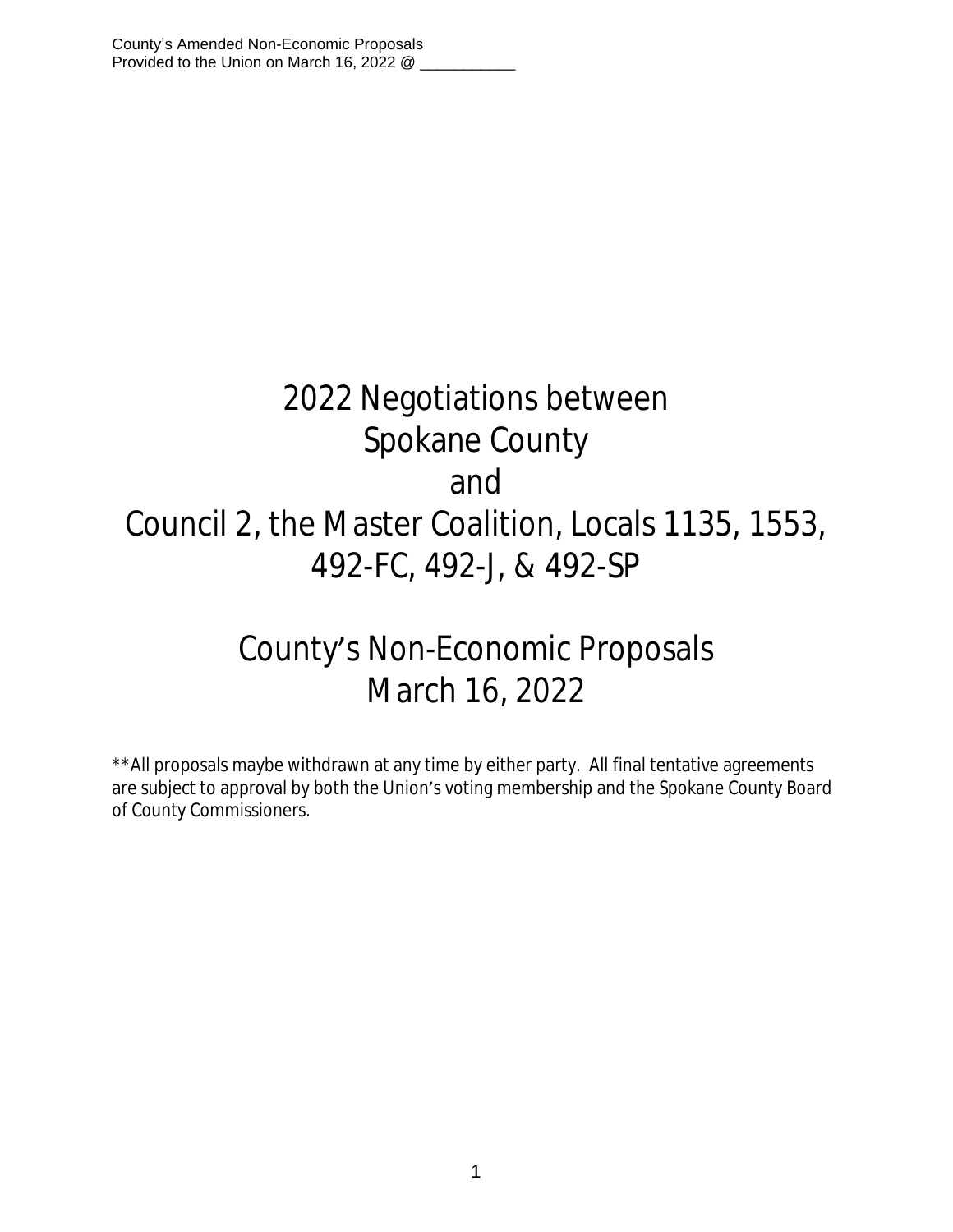County's Amended Non-Economic Proposals
Provided to the Union on March 16, 2022 @ ___________

# 2022 Negotiations between Spokane County and Council 2, the Master Coalition, Locals 1135, 1553, 492-FC, 492-J, & 492-SP

# County's Non-Economic Proposals March 16, 2022

**All proposals maybe withdrawn at any time by either party. All final tentative agreements are subject to approval by both the Union's voting membership and the Spokane County Board of County Commissioners.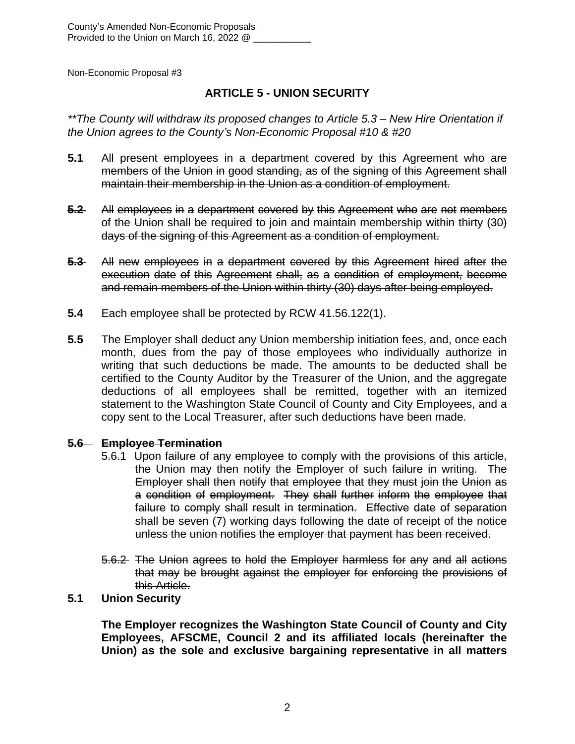County's Amended Non-Economic Proposals
Provided to the Union on March 16, 2022 @ ___________

Non-Economic Proposal #3

## ARTICLE 5 - UNION SECURITY

*\*\*The County will withdraw its proposed changes to Article 5.3 – New Hire Orientation if the Union agrees to the County's Non-Economic Proposal #10 & #20*

~~**5.1** All present employees in a department covered by this Agreement who are members of the Union in good standing, as of the signing of this Agreement shall maintain their membership in the Union as a condition of employment.~~

~~**5.2** All employees in a department covered by this Agreement who are not members of the Union shall be required to join and maintain membership within thirty (30) days of the signing of this Agreement as a condition of employment.~~

~~**5.3** All new employees in a department covered by this Agreement hired after the execution date of this Agreement shall, as a condition of employment, become and remain members of the Union within thirty (30) days after being employed.~~

**5.4** Each employee shall be protected by RCW 41.56.122(1).

**5.5** The Employer shall deduct any Union membership initiation fees, and, once each month, dues from the pay of those employees who individually authorize in writing that such deductions be made. The amounts to be deducted shall be certified to the County Auditor by the Treasurer of the Union, and the aggregate deductions of all employees shall be remitted, together with an itemized statement to the Washington State Council of County and City Employees, and a copy sent to the Local Treasurer, after such deductions have been made.

~~**5.6 Employee Termination**~~

~~5.6.1 Upon failure of any employee to comply with the provisions of this article, the Union may then notify the Employer of such failure in writing. The Employer shall then notify that employee that they must join the Union as a condition of employment. They shall further inform the employee that failure to comply shall result in termination. Effective date of separation shall be seven (7) working days following the date of receipt of the notice unless the union notifies the employer that payment has been received.~~

~~5.6.2 The Union agrees to hold the Employer harmless for any and all actions that may be brought against the employer for enforcing the provisions of this Article.~~

**5.1 Union Security**

**The Employer recognizes the Washington State Council of County and City Employees, AFSCME, Council 2 and its affiliated locals (hereinafter the Union) as the sole and exclusive bargaining representative in all matters**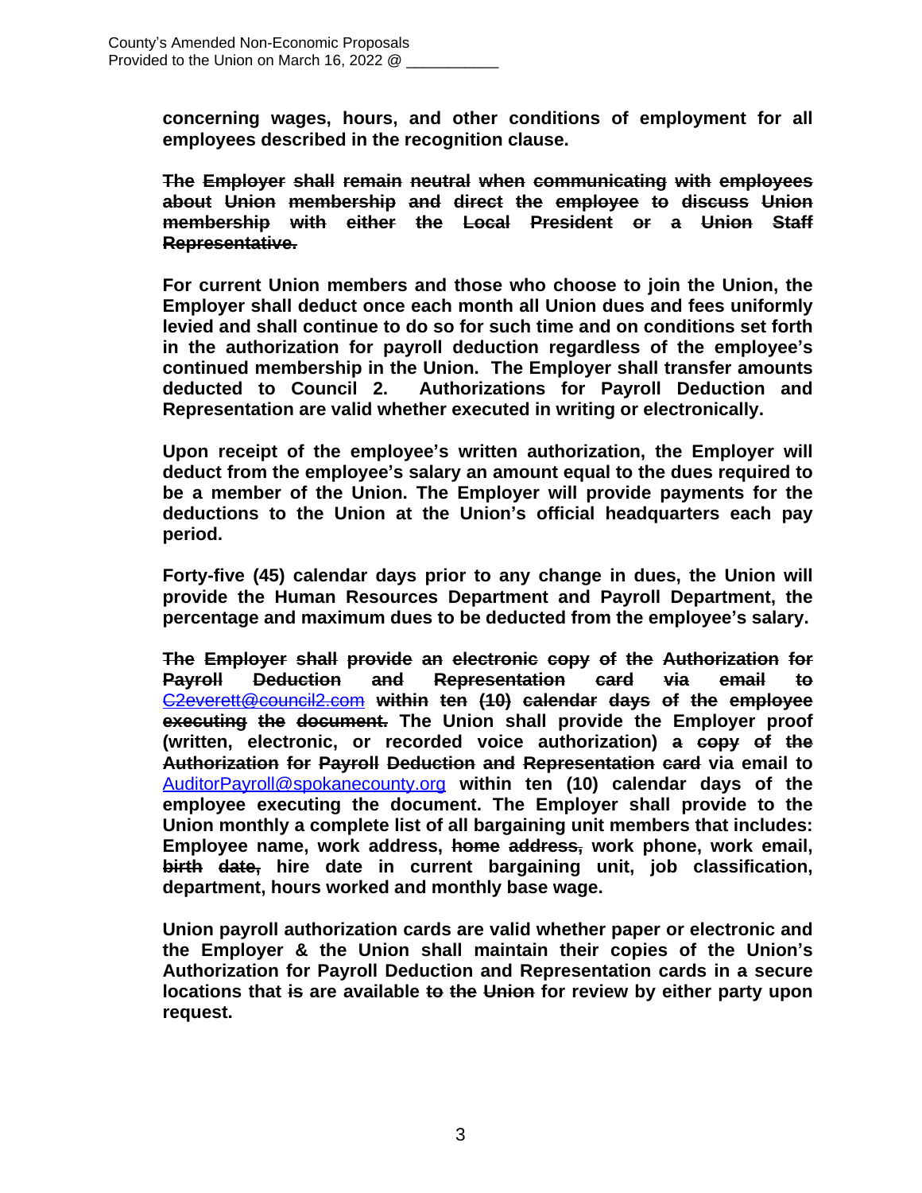**concerning wages, hours, and other conditions of employment for all employees described in the recognition clause.**

~~**The Employer shall remain neutral when communicating with employees about Union membership and direct the employee to discuss Union membership with either the Local President or a Union Staff Representative.**~~

**For current Union members and those who choose to join the Union, the Employer shall deduct once each month all Union dues and fees uniformly levied and shall continue to do so for such time and on conditions set forth in the authorization for payroll deduction regardless of the employee's continued membership in the Union. The Employer shall transfer amounts deducted to Council 2. Authorizations for Payroll Deduction and Representation are valid whether executed in writing or electronically.**

**Upon receipt of the employee's written authorization, the Employer will deduct from the employee's salary an amount equal to the dues required to be a member of the Union. The Employer will provide payments for the deductions to the Union at the Union's official headquarters each pay period.**

**Forty-five (45) calendar days prior to any change in dues, the Union will provide the Human Resources Department and Payroll Department, the percentage and maximum dues to be deducted from the employee's salary.**

~~**The Employer shall provide an electronic copy of the Authorization for Payroll Deduction and Representation card via email to C2everett@council2.com within ten (10) calendar days of the employee executing the document.**~~ **The Union shall provide the Employer proof (written, electronic, or recorded voice authorization)** ~~**a copy of the Authorization for Payroll Deduction and Representation card**~~ **via email to AuditorPayroll@spokanecounty.org within ten (10) calendar days of the employee executing the document. The Employer shall provide to the Union monthly a complete list of all bargaining unit members that includes: Employee name, work address,** ~~**home address,**~~ **work phone, work email,** ~~**birth date,**~~ **hire date in current bargaining unit, job classification, department, hours worked and monthly base wage.**

**Union payroll authorization cards are valid whether paper or electronic and the Employer & the Union shall maintain their copies of the Union's Authorization for Payroll Deduction and Representation cards in a secure locations that** ~~**is**~~ **are available** ~~**to the Union**~~ **for review by either party upon request.**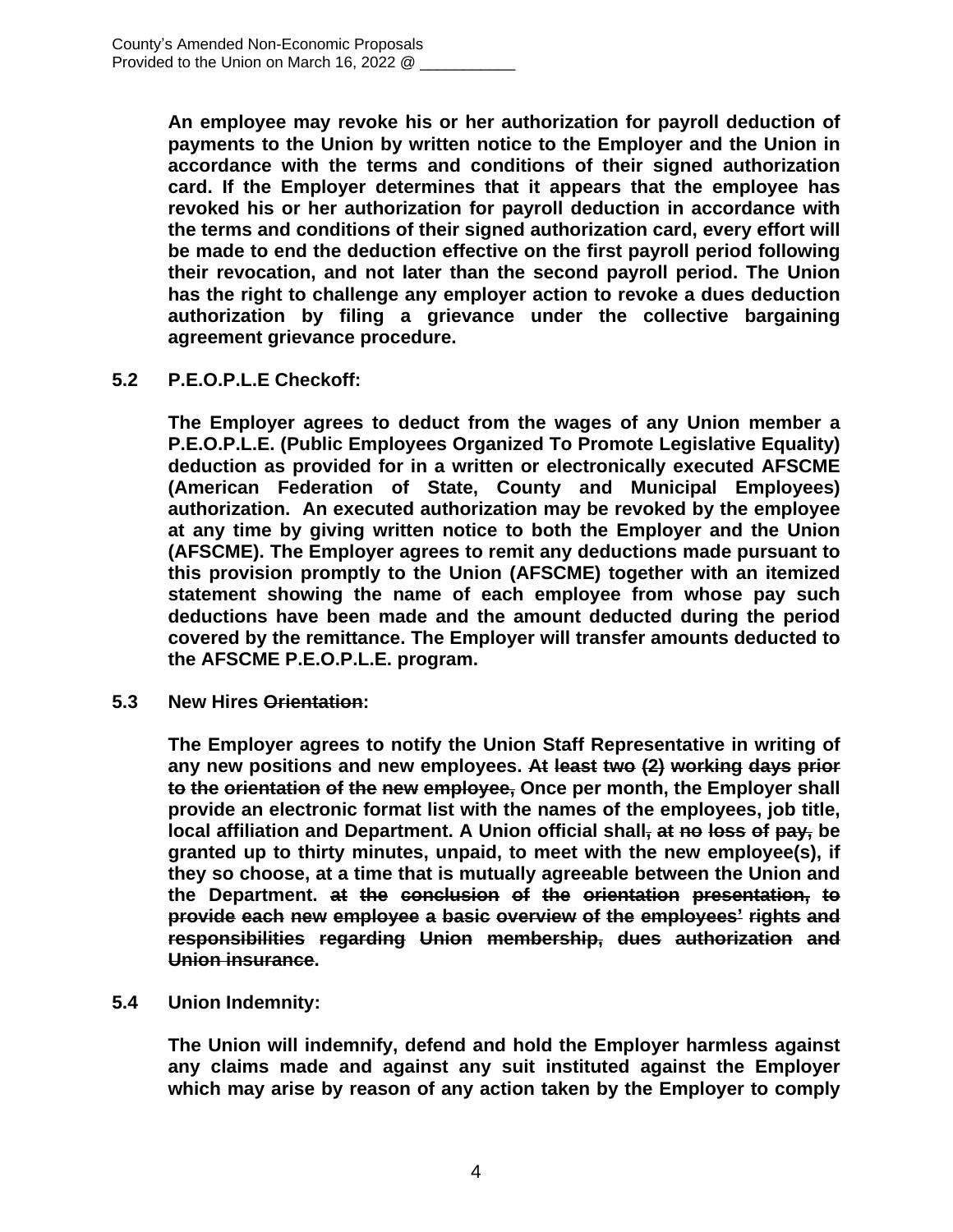**An employee may revoke his or her authorization for payroll deduction of payments to the Union by written notice to the Employer and the Union in accordance with the terms and conditions of their signed authorization card. If the Employer determines that it appears that the employee has revoked his or her authorization for payroll deduction in accordance with the terms and conditions of their signed authorization card, every effort will be made to end the deduction effective on the first payroll period following their revocation, and not later than the second payroll period. The Union has the right to challenge any employer action to revoke a dues deduction authorization by filing a grievance under the collective bargaining agreement grievance procedure.**

**5.2 P.E.O.P.L.E Checkoff:**

**The Employer agrees to deduct from the wages of any Union member a P.E.O.P.L.E. (Public Employees Organized To Promote Legislative Equality) deduction as provided for in a written or electronically executed AFSCME (American Federation of State, County and Municipal Employees) authorization. An executed authorization may be revoked by the employee at any time by giving written notice to both the Employer and the Union (AFSCME). The Employer agrees to remit any deductions made pursuant to this provision promptly to the Union (AFSCME) together with an itemized statement showing the name of each employee from whose pay such deductions have been made and the amount deducted during the period covered by the remittance. The Employer will transfer amounts deducted to the AFSCME P.E.O.P.L.E. program.**

**5.3 New Hires ~~Orientation~~:**

**The Employer agrees to notify the Union Staff Representative in writing of any new positions and new employees. ~~At least two (2) working days prior to the orientation of the new employee,~~ Once per month, the Employer shall provide an electronic format list with the names of the employees, job title, local affiliation and Department. A Union official shall~~, at no loss of pay,~~ be granted up to thirty minutes, unpaid, to meet with the new employee(s), if they so choose, at a time that is mutually agreeable between the Union and the Department. ~~at the conclusion of the orientation presentation, to provide each new employee a basic overview of the employees' rights and responsibilities regarding Union membership, dues authorization and Union insurance~~.**

**5.4 Union Indemnity:**

**The Union will indemnify, defend and hold the Employer harmless against any claims made and against any suit instituted against the Employer which may arise by reason of any action taken by the Employer to comply**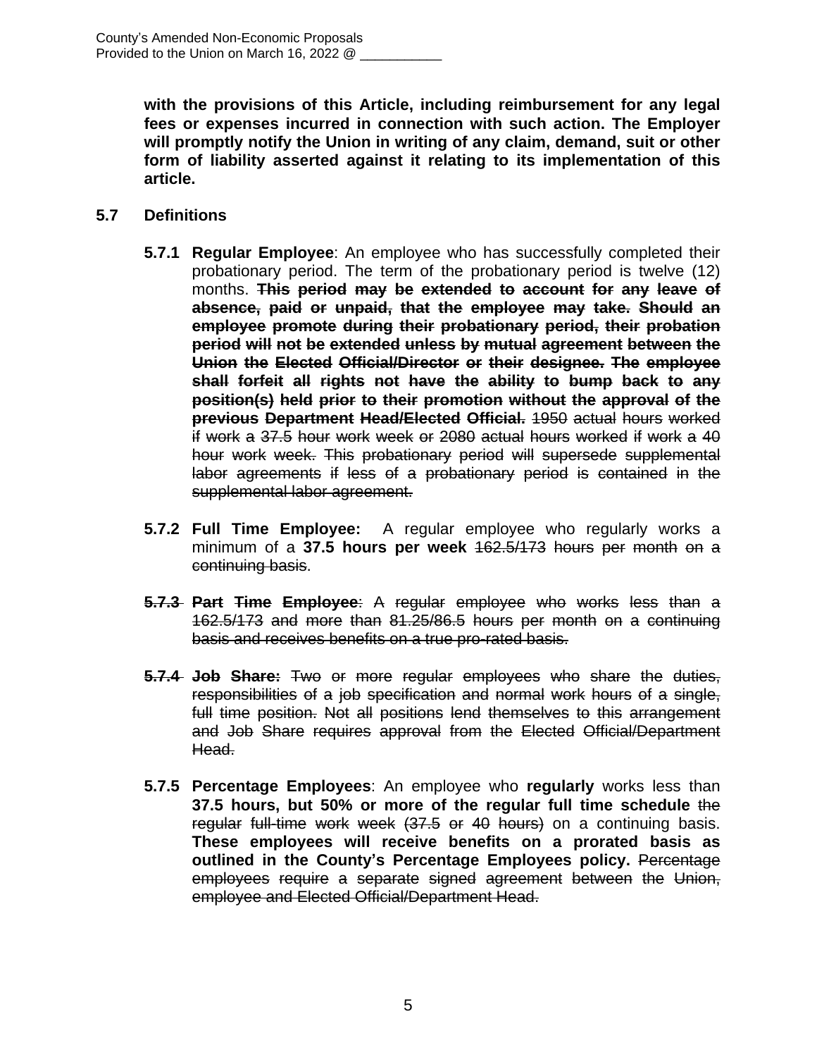**with the provisions of this Article, including reimbursement for any legal fees or expenses incurred in connection with such action. The Employer will promptly notify the Union in writing of any claim, demand, suit or other form of liability asserted against it relating to its implementation of this article.**

**5.7 Definitions**

**5.7.1 Regular Employee**: An employee who has successfully completed their probationary period. The term of the probationary period is twelve (12) months. ~~**This period may be extended to account for any leave of absence, paid or unpaid, that the employee may take. Should an employee promote during their probationary period, their probation period will not be extended unless by mutual agreement between the Union the Elected Official/Director or their designee. The employee shall forfeit all rights not have the ability to bump back to any position(s) held prior to their promotion without the approval of the previous Department Head/Elected Official.**~~ ~~1950 actual hours worked if work a 37.5 hour work week or 2080 actual hours worked if work a 40 hour work week. This probationary period will supersede supplemental labor agreements if less of a probationary period is contained in the supplemental labor agreement.~~

**5.7.2 Full Time Employee:** A regular employee who regularly works a minimum of a **37.5 hours per week** ~~162.5/173 hours per month on a continuing basis~~.

~~**5.7.3 Part Time Employee**: A regular employee who works less than a 162.5/173 and more than 81.25/86.5 hours per month on a continuing basis and receives benefits on a true pro-rated basis.~~

~~**5.7.4 Job Share:** Two or more regular employees who share the duties, responsibilities of a job specification and normal work hours of a single, full time position. Not all positions lend themselves to this arrangement and Job Share requires approval from the Elected Official/Department Head.~~

**5.7.5 Percentage Employees**: An employee who **regularly** works less than **37.5 hours, but 50% or more of the regular full time schedule** ~~the regular full-time work week (37.5 or 40 hours)~~ on a continuing basis. **These employees will receive benefits on a prorated basis as outlined in the County's Percentage Employees policy.** ~~Percentage employees require a separate signed agreement between the Union, employee and Elected Official/Department Head.~~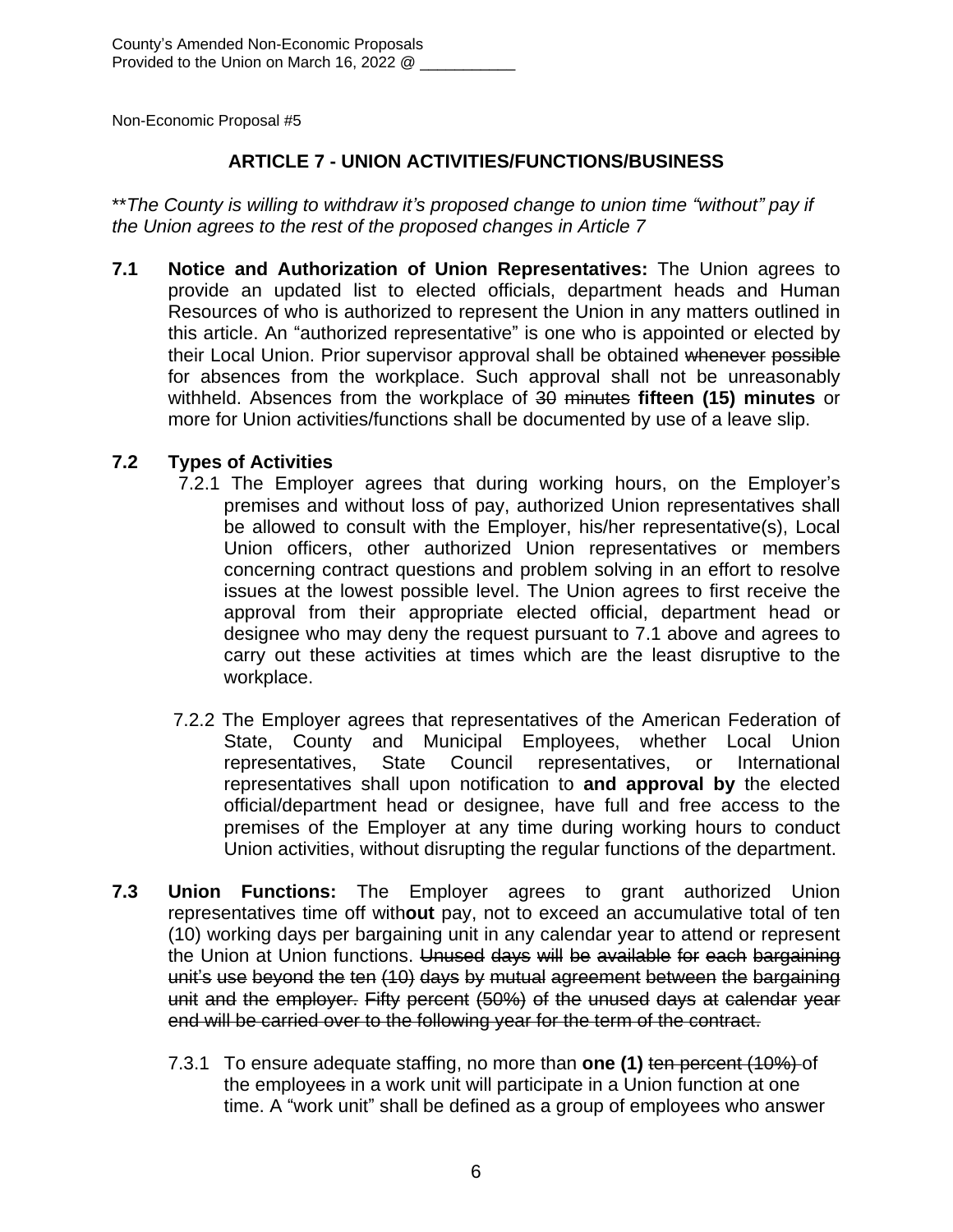County's Amended Non-Economic Proposals
Provided to the Union on March 16, 2022 @ ___________

Non-Economic Proposal #5

## ARTICLE 7 - UNION ACTIVITIES/FUNCTIONS/BUSINESS

*\*\*The County is willing to withdraw it's proposed change to union time "without" pay if the Union agrees to the rest of the proposed changes in Article 7*

**7.1 Notice and Authorization of Union Representatives:** The Union agrees to provide an updated list to elected officials, department heads and Human Resources of who is authorized to represent the Union in any matters outlined in this article. An "authorized representative" is one who is appointed or elected by their Local Union. Prior supervisor approval shall be obtained ~~whenever possible~~ for absences from the workplace. Such approval shall not be unreasonably withheld. Absences from the workplace of ~~30 minutes~~ **fifteen (15) minutes** or more for Union activities/functions shall be documented by use of a leave slip.

**7.2 Types of Activities**

7.2.1 The Employer agrees that during working hours, on the Employer's premises and without loss of pay, authorized Union representatives shall be allowed to consult with the Employer, his/her representative(s), Local Union officers, other authorized Union representatives or members concerning contract questions and problem solving in an effort to resolve issues at the lowest possible level. The Union agrees to first receive the approval from their appropriate elected official, department head or designee who may deny the request pursuant to 7.1 above and agrees to carry out these activities at times which are the least disruptive to the workplace.

7.2.2 The Employer agrees that representatives of the American Federation of State, County and Municipal Employees, whether Local Union representatives, State Council representatives, or International representatives shall upon notification to **and approval by** the elected official/department head or designee, have full and free access to the premises of the Employer at any time during working hours to conduct Union activities, without disrupting the regular functions of the department.

**7.3 Union Functions:** The Employer agrees to grant authorized Union representatives time off with**out** pay, not to exceed an accumulative total of ten (10) working days per bargaining unit in any calendar year to attend or represent the Union at Union functions. ~~Unused days will be available for each bargaining unit's use beyond the ten (10) days by mutual agreement between the bargaining unit and the employer. Fifty percent (50%) of the unused days at calendar year end will be carried over to the following year for the term of the contract.~~

7.3.1 To ensure adequate staffing, no more than **one (1)** ~~ten percent (10%)~~ of the employee~~s~~ in a work unit will participate in a Union function at one time. A "work unit" shall be defined as a group of employees who answer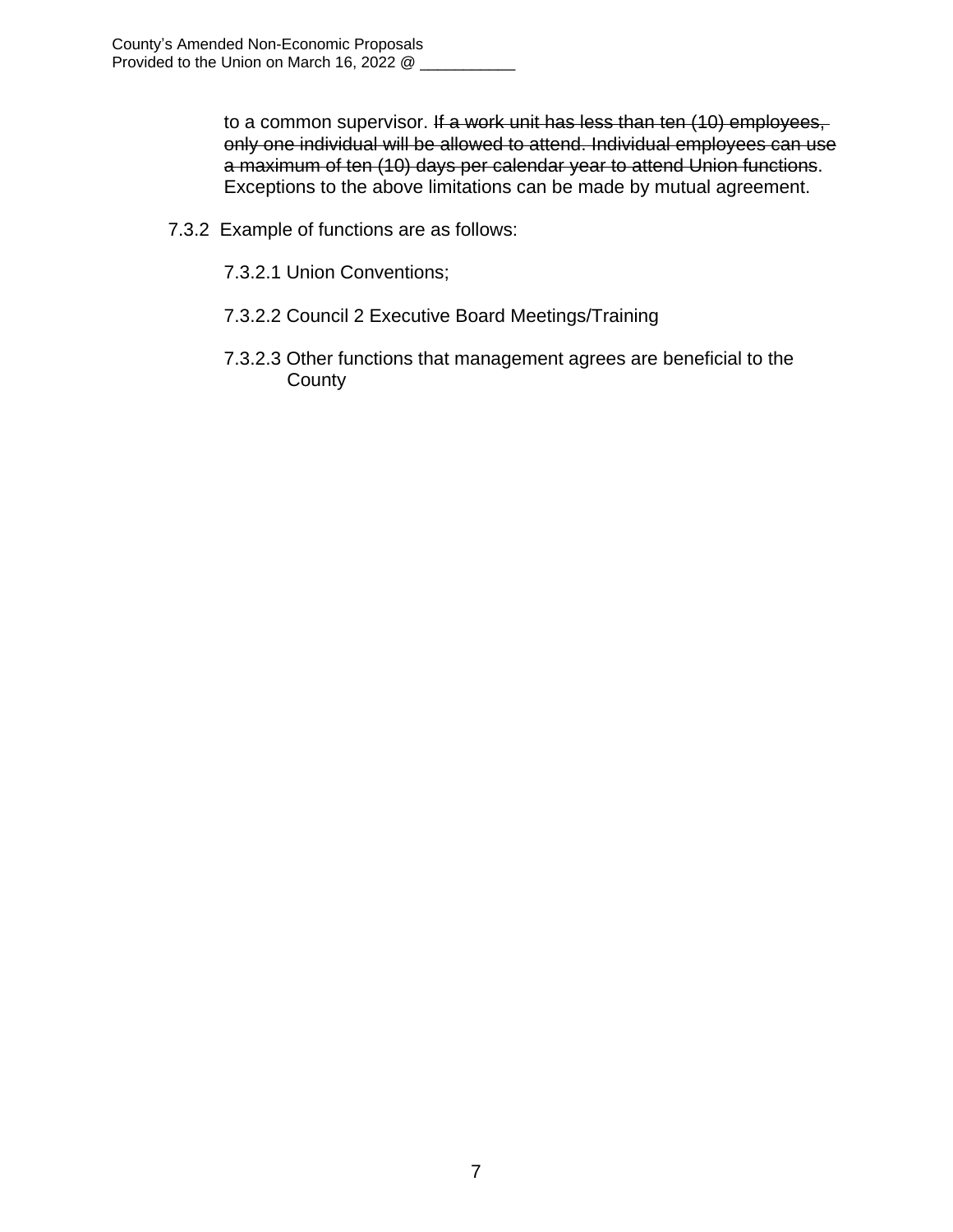to a common supervisor. ~~If a work unit has less than ten (10) employees, only one individual will be allowed to attend. Individual employees can use a maximum of ten (10) days per calendar year to attend Union functions~~. Exceptions to the above limitations can be made by mutual agreement.

7.3.2 Example of functions are as follows:

7.3.2.1 Union Conventions;

7.3.2.2 Council 2 Executive Board Meetings/Training

7.3.2.3 Other functions that management agrees are beneficial to the County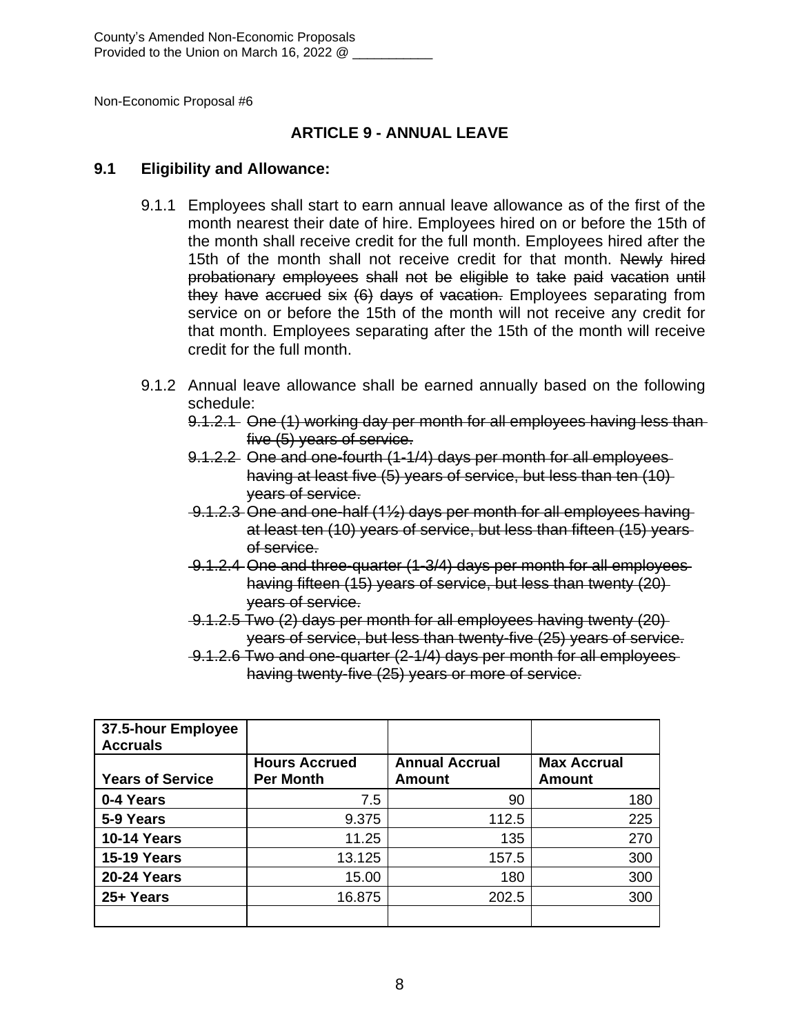County's Amended Non-Economic Proposals
Provided to the Union on March 16, 2022 @ ___________

Non-Economic Proposal #6

## ARTICLE 9 - ANNUAL LEAVE

### 9.1 Eligibility and Allowance:

9.1.1 Employees shall start to earn annual leave allowance as of the first of the month nearest their date of hire. Employees hired on or before the 15th of the month shall receive credit for the full month. Employees hired after the 15th of the month shall not receive credit for that month. ~~Newly hired probationary employees shall not be eligible to take paid vacation until they have accrued six (6) days of vacation.~~ Employees separating from service on or before the 15th of the month will not receive any credit for that month. Employees separating after the 15th of the month will receive credit for the full month.

9.1.2 Annual leave allowance shall be earned annually based on the following schedule:

~~9.1.2.1 One (1) working day per month for all employees having less than five (5) years of service.~~

~~9.1.2.2 One and one-fourth (1-1/4) days per month for all employees having at least five (5) years of service, but less than ten (10) years of service.~~

~~9.1.2.3 One and one-half (1½) days per month for all employees having at least ten (10) years of service, but less than fifteen (15) years of service.~~

~~9.1.2.4 One and three-quarter (1-3/4) days per month for all employees having fifteen (15) years of service, but less than twenty (20) years of service.~~

~~9.1.2.5 Two (2) days per month for all employees having twenty (20) years of service, but less than twenty-five (25) years of service.~~

~~9.1.2.6 Two and one-quarter (2-1/4) days per month for all employees having twenty-five (25) years or more of service.~~

| **37.5-hour Employee Accruals** | | | |
|---|---|---|---|
| **Years of Service** | **Hours Accrued Per Month** | **Annual Accrual Amount** | **Max Accrual Amount** |
| **0-4 Years** | 7.5 | 90 | 180 |
| **5-9 Years** | 9.375 | 112.5 | 225 |
| **10-14 Years** | 11.25 | 135 | 270 |
| **15-19 Years** | 13.125 | 157.5 | 300 |
| **20-24 Years** | 15.00 | 180 | 300 |
| **25+ Years** | 16.875 | 202.5 | 300 |
| | | | |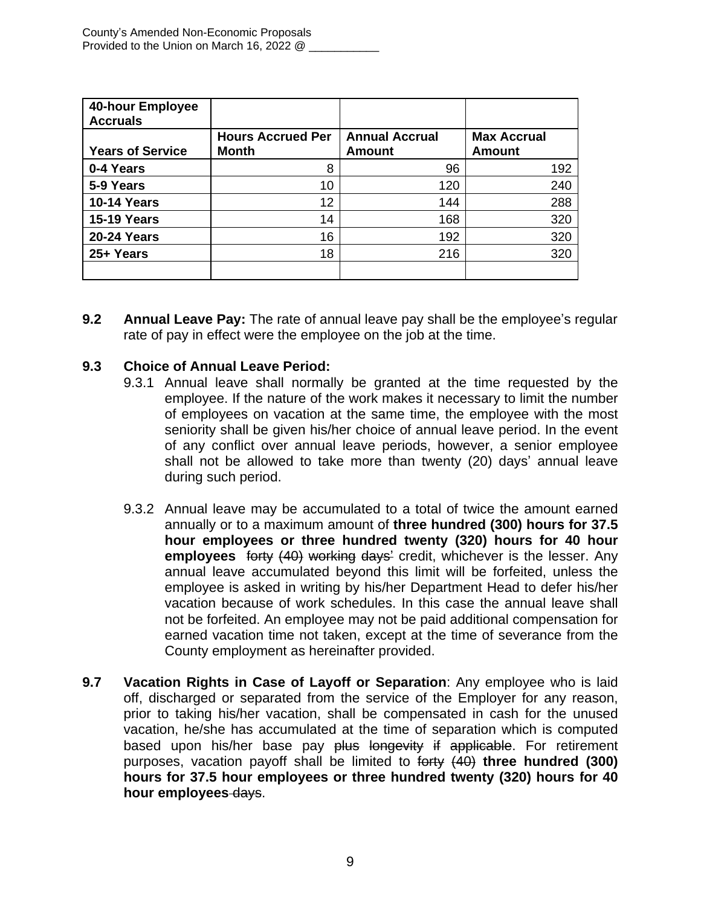| 40-hour Employee Accruals | | | |
|---|---|---|---|
| **Years of Service** | **Hours Accrued Per Month** | **Annual Accrual Amount** | **Max Accrual Amount** |
| **0-4 Years** | 8 | 96 | 192 |
| **5-9 Years** | 10 | 120 | 240 |
| **10-14 Years** | 12 | 144 | 288 |
| **15-19 Years** | 14 | 168 | 320 |
| **20-24 Years** | 16 | 192 | 320 |
| **25+ Years** | 18 | 216 | 320 |
| | | | |

**9.2 Annual Leave Pay:** The rate of annual leave pay shall be the employee's regular rate of pay in effect were the employee on the job at the time.

**9.3 Choice of Annual Leave Period:**

9.3.1 Annual leave shall normally be granted at the time requested by the employee. If the nature of the work makes it necessary to limit the number of employees on vacation at the same time, the employee with the most seniority shall be given his/her choice of annual leave period. In the event of any conflict over annual leave periods, however, a senior employee shall not be allowed to take more than twenty (20) days' annual leave during such period.

9.3.2 Annual leave may be accumulated to a total of twice the amount earned annually or to a maximum amount of **three hundred (300) hours for 37.5 hour employees or three hundred twenty (320) hours for 40 hour employees** ~~forty (40) working days'~~ credit, whichever is the lesser. Any annual leave accumulated beyond this limit will be forfeited, unless the employee is asked in writing by his/her Department Head to defer his/her vacation because of work schedules. In this case the annual leave shall not be forfeited. An employee may not be paid additional compensation for earned vacation time not taken, except at the time of severance from the County employment as hereinafter provided.

**9.7 Vacation Rights in Case of Layoff or Separation**: Any employee who is laid off, discharged or separated from the service of the Employer for any reason, prior to taking his/her vacation, shall be compensated in cash for the unused vacation, he/she has accumulated at the time of separation which is computed based upon his/her base pay ~~plus longevity if applicable~~. For retirement purposes, vacation payoff shall be limited to ~~forty (40)~~ **three hundred (300) hours for 37.5 hour employees or three hundred twenty (320) hours for 40 hour employees** ~~days~~.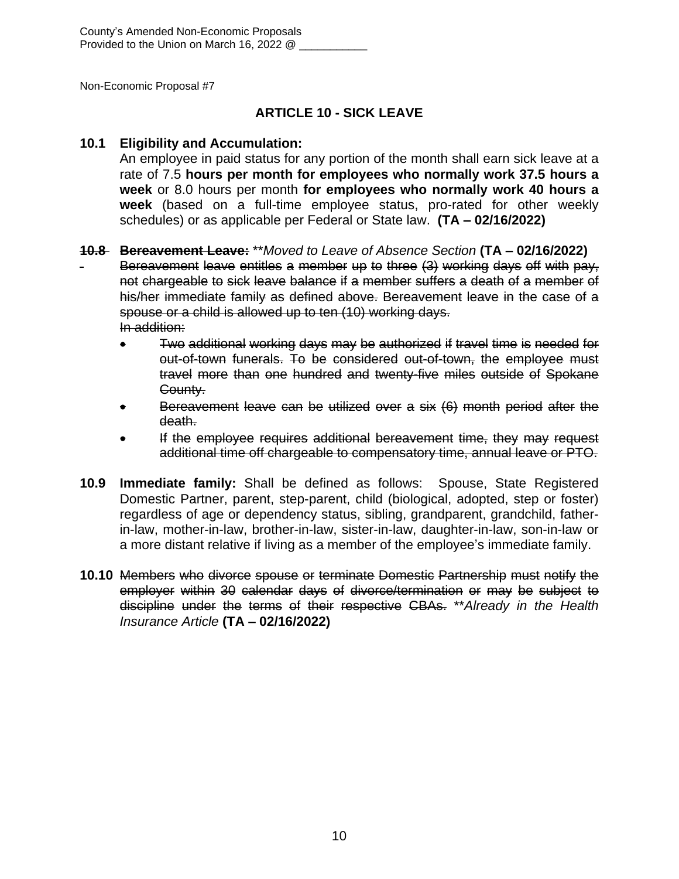County's Amended Non-Economic Proposals
Provided to the Union on March 16, 2022 @ ___________

Non-Economic Proposal #7

## ARTICLE 10 - SICK LEAVE

**10.1 Eligibility and Accumulation:**
An employee in paid status for any portion of the month shall earn sick leave at a rate of 7.5 **hours per month for employees who normally work 37.5 hours a week** or 8.0 hours per month **for employees who normally work 40 hours a week** (based on a full-time employee status, pro-rated for other weekly schedules) or as applicable per Federal or State law. **(TA – 02/16/2022)**

~~**10.8 Bereavement Leave:**~~ *\*\*Moved to Leave of Absence Section* **(TA – 02/16/2022)**

~~Bereavement leave entitles a member up to three (3) working days off with pay, not chargeable to sick leave balance if a member suffers a death of a member of his/her immediate family as defined above. Bereavement leave in the case of a spouse or a child is allowed up to ten (10) working days.~~
~~In addition:~~

- ~~Two additional working days may be authorized if travel time is needed for out-of-town funerals. To be considered out-of-town, the employee must travel more than one hundred and twenty-five miles outside of Spokane County.~~
- ~~Bereavement leave can be utilized over a six (6) month period after the death.~~
- ~~If the employee requires additional bereavement time, they may request additional time off chargeable to compensatory time, annual leave or PTO.~~

**10.9 Immediate family:** Shall be defined as follows: Spouse, State Registered Domestic Partner, parent, step-parent, child (biological, adopted, step or foster) regardless of age or dependency status, sibling, grandparent, grandchild, father-in-law, mother-in-law, brother-in-law, sister-in-law, daughter-in-law, son-in-law or a more distant relative if living as a member of the employee's immediate family.

**10.10** ~~Members who divorce spouse or terminate Domestic Partnership must notify the employer within 30 calendar days of divorce/termination or may be subject to discipline under the terms of their respective CBAs.~~ *\*\*Already in the Health Insurance Article* **(TA – 02/16/2022)**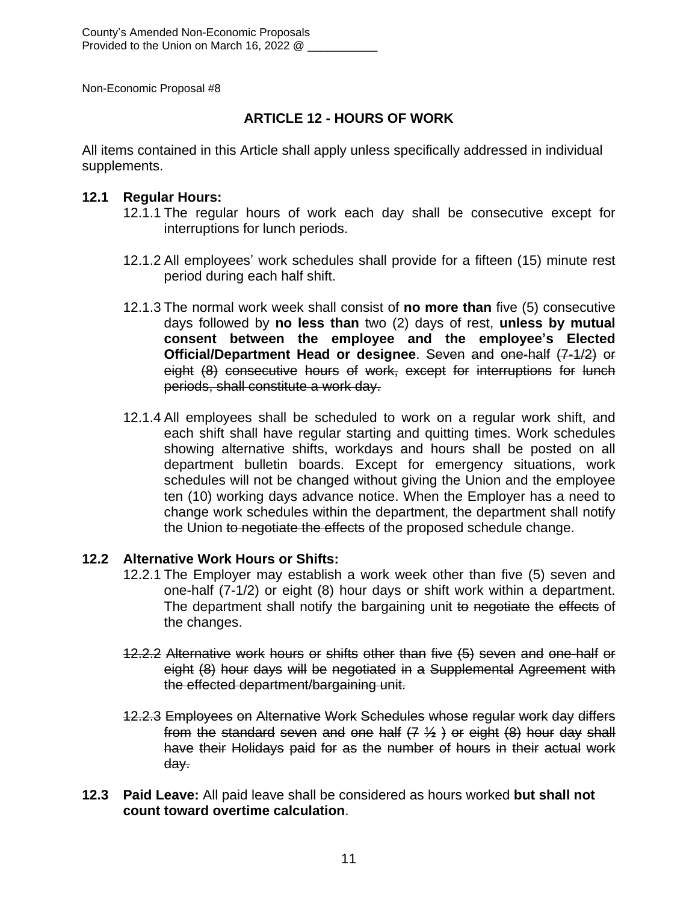County's Amended Non-Economic Proposals
Provided to the Union on March 16, 2022 @ ___________

Non-Economic Proposal #8

## ARTICLE 12 - HOURS OF WORK

All items contained in this Article shall apply unless specifically addressed in individual supplements.

**12.1 Regular Hours:**

12.1.1 The regular hours of work each day shall be consecutive except for interruptions for lunch periods.

12.1.2 All employees' work schedules shall provide for a fifteen (15) minute rest period during each half shift.

12.1.3 The normal work week shall consist of **no more than** five (5) consecutive days followed by **no less than** two (2) days of rest, **unless by mutual consent between the employee and the employee's Elected Official/Department Head or designee**. ~~Seven and one-half (7-1/2) or eight (8) consecutive hours of work, except for interruptions for lunch periods, shall constitute a work day.~~

12.1.4 All employees shall be scheduled to work on a regular work shift, and each shift shall have regular starting and quitting times. Work schedules showing alternative shifts, workdays and hours shall be posted on all department bulletin boards. Except for emergency situations, work schedules will not be changed without giving the Union and the employee ten (10) working days advance notice. When the Employer has a need to change work schedules within the department, the department shall notify the Union ~~to negotiate the effects~~ of the proposed schedule change.

**12.2 Alternative Work Hours or Shifts:**

12.2.1 The Employer may establish a work week other than five (5) seven and one-half (7-1/2) or eight (8) hour days or shift work within a department. The department shall notify the bargaining unit ~~to negotiate the effects~~ of the changes.

~~12.2.2 Alternative work hours or shifts other than five (5) seven and one-half or eight (8) hour days will be negotiated in a Supplemental Agreement with the effected department/bargaining unit.~~

~~12.2.3 Employees on Alternative Work Schedules whose regular work day differs from the standard seven and one half (7 ½ ) or eight (8) hour day shall have their Holidays paid for as the number of hours in their actual work day.~~

**12.3 Paid Leave:** All paid leave shall be considered as hours worked **but shall not count toward overtime calculation**.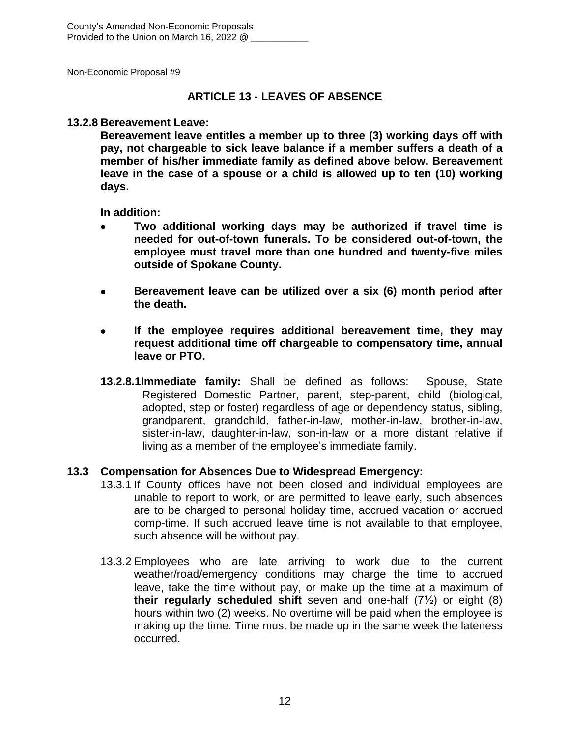County's Amended Non-Economic Proposals
Provided to the Union on March 16, 2022 @ ___________

Non-Economic Proposal #9

## ARTICLE 13 - LEAVES OF ABSENCE

**13.2.8 Bereavement Leave:**

**Bereavement leave entitles a member up to three (3) working days off with pay, not chargeable to sick leave balance if a member suffers a death of a member of his/her immediate family as defined ~~above~~ below. Bereavement leave in the case of a spouse or a child is allowed up to ten (10) working days.**

**In addition:**

- **Two additional working days may be authorized if travel time is needed for out-of-town funerals. To be considered out-of-town, the employee must travel more than one hundred and twenty-five miles outside of Spokane County.**
- **Bereavement leave can be utilized over a six (6) month period after the death.**
- **If the employee requires additional bereavement time, they may request additional time off chargeable to compensatory time, annual leave or PTO.**

**13.2.8.1 Immediate family:** Shall be defined as follows: Spouse, State Registered Domestic Partner, parent, step-parent, child (biological, adopted, step or foster) regardless of age or dependency status, sibling, grandparent, grandchild, father-in-law, mother-in-law, brother-in-law, sister-in-law, daughter-in-law, son-in-law or a more distant relative if living as a member of the employee's immediate family.

**13.3 Compensation for Absences Due to Widespread Emergency:**

13.3.1 If County offices have not been closed and individual employees are unable to report to work, or are permitted to leave early, such absences are to be charged to personal holiday time, accrued vacation or accrued comp-time. If such accrued leave time is not available to that employee, such absence will be without pay.

13.3.2 Employees who are late arriving to work due to the current weather/road/emergency conditions may charge the time to accrued leave, take the time without pay, or make up the time at a maximum of **their regularly scheduled shift** ~~seven and one-half (7½) or eight (8) hours within two (2) weeks.~~ No overtime will be paid when the employee is making up the time. Time must be made up in the same week the lateness occurred.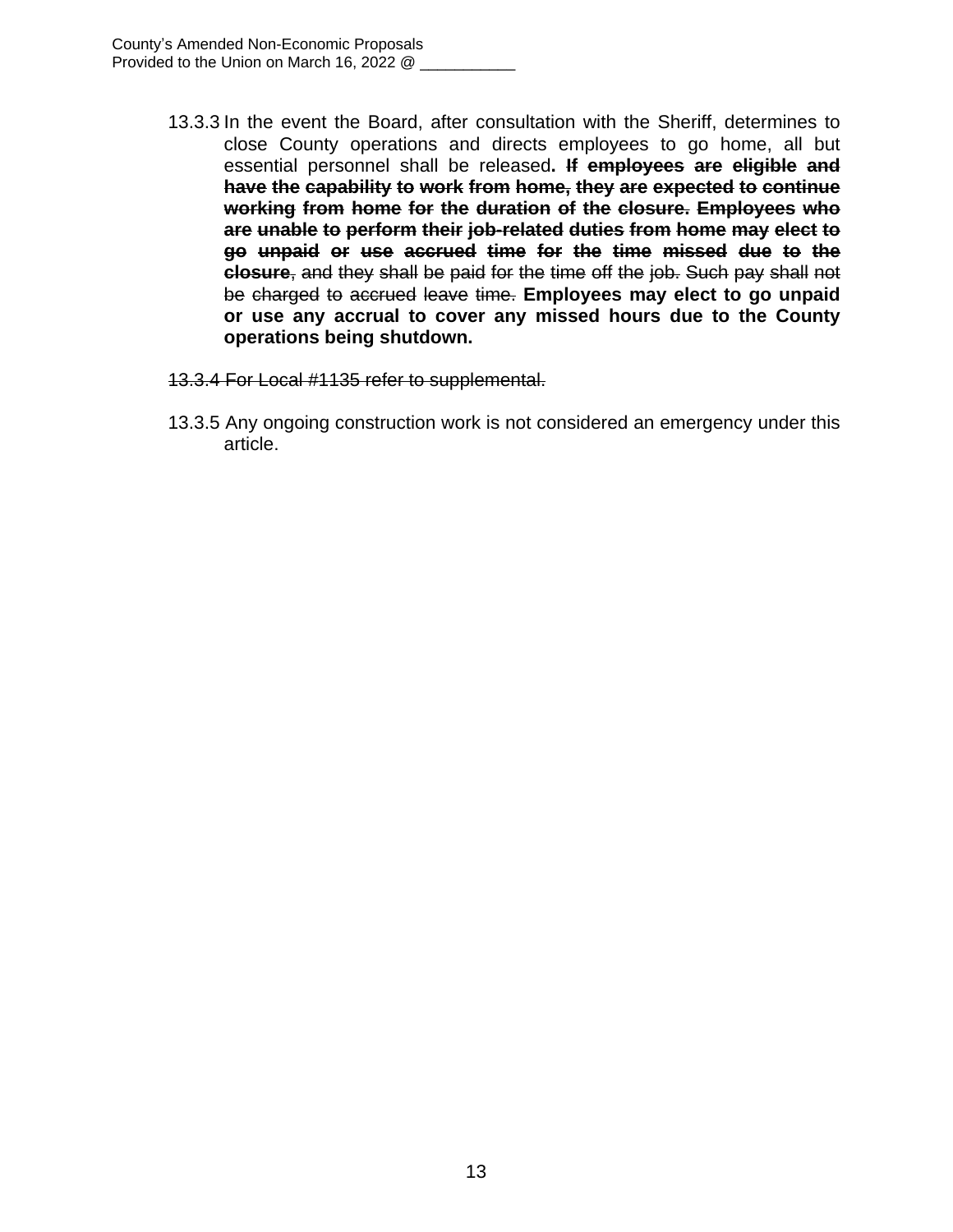13.3.3 In the event the Board, after consultation with the Sheriff, determines to close County operations and directs employees to go home, all but essential personnel shall be released**. ~~If employees are eligible and have the capability to work from home, they are expected to continue working from home for the duration of the closure. Employees who are unable to perform their job-related duties from home may elect to go unpaid or use accrued time for the time missed due to the closure~~**~~, and they shall be paid for the time off the job. Such pay shall not be charged to accrued leave time.~~ **Employees may elect to go unpaid or use any accrual to cover any missed hours due to the County operations being shutdown.**

~~13.3.4 For Local #1135 refer to supplemental.~~

13.3.5 Any ongoing construction work is not considered an emergency under this article.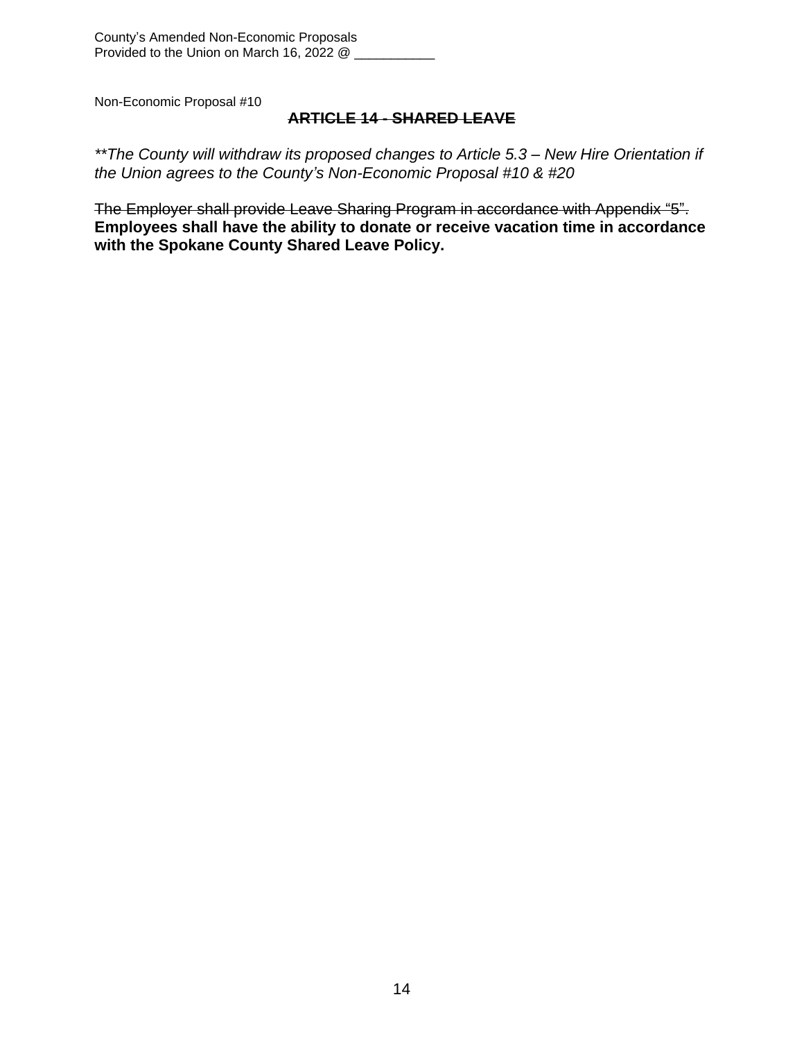Non-Economic Proposal #10

## ~~ARTICLE 14 - SHARED LEAVE~~

*\*\*The County will withdraw its proposed changes to Article 5.3 – New Hire Orientation if the Union agrees to the County's Non-Economic Proposal #10 & #20*

~~The Employer shall provide Leave Sharing Program in accordance with Appendix "5".~~ **Employees shall have the ability to donate or receive vacation time in accordance with the Spokane County Shared Leave Policy.**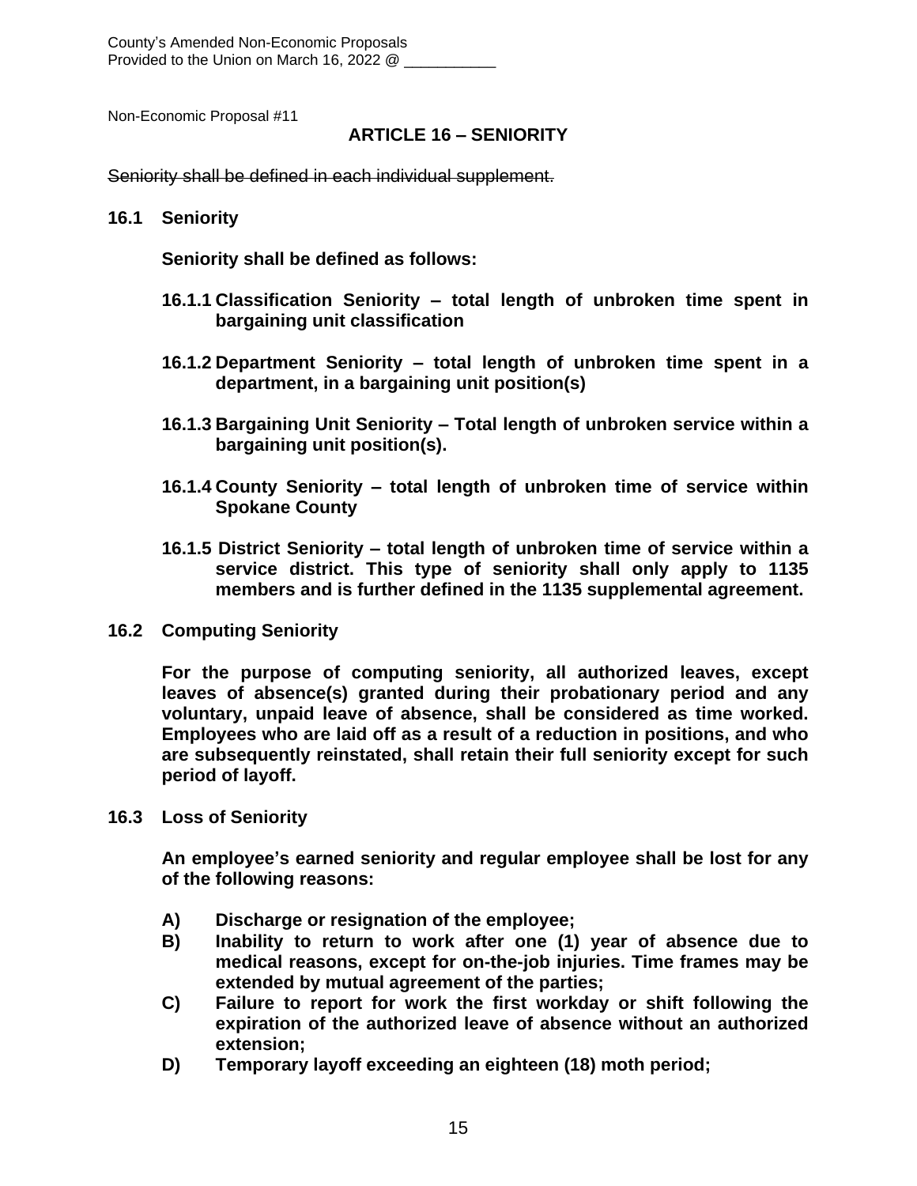County's Amended Non-Economic Proposals
Provided to the Union on March 16, 2022 @ ___________

Non-Economic Proposal #11

## ARTICLE 16 – SENIORITY

~~Seniority shall be defined in each individual supplement.~~

**16.1 Seniority**

**Seniority shall be defined as follows:**

**16.1.1 Classification Seniority – total length of unbroken time spent in bargaining unit classification**

**16.1.2 Department Seniority – total length of unbroken time spent in a department, in a bargaining unit position(s)**

**16.1.3 Bargaining Unit Seniority – Total length of unbroken service within a bargaining unit position(s).**

**16.1.4 County Seniority – total length of unbroken time of service within Spokane County**

**16.1.5 District Seniority – total length of unbroken time of service within a service district. This type of seniority shall only apply to 1135 members and is further defined in the 1135 supplemental agreement.**

**16.2 Computing Seniority**

**For the purpose of computing seniority, all authorized leaves, except leaves of absence(s) granted during their probationary period and any voluntary, unpaid leave of absence, shall be considered as time worked. Employees who are laid off as a result of a reduction in positions, and who are subsequently reinstated, shall retain their full seniority except for such period of layoff.**

**16.3 Loss of Seniority**

**An employee's earned seniority and regular employee shall be lost for any of the following reasons:**

**A) Discharge or resignation of the employee;**
**B) Inability to return to work after one (1) year of absence due to medical reasons, except for on-the-job injuries. Time frames may be extended by mutual agreement of the parties;**
**C) Failure to report for work the first workday or shift following the expiration of the authorized leave of absence without an authorized extension;**
**D) Temporary layoff exceeding an eighteen (18) moth period;**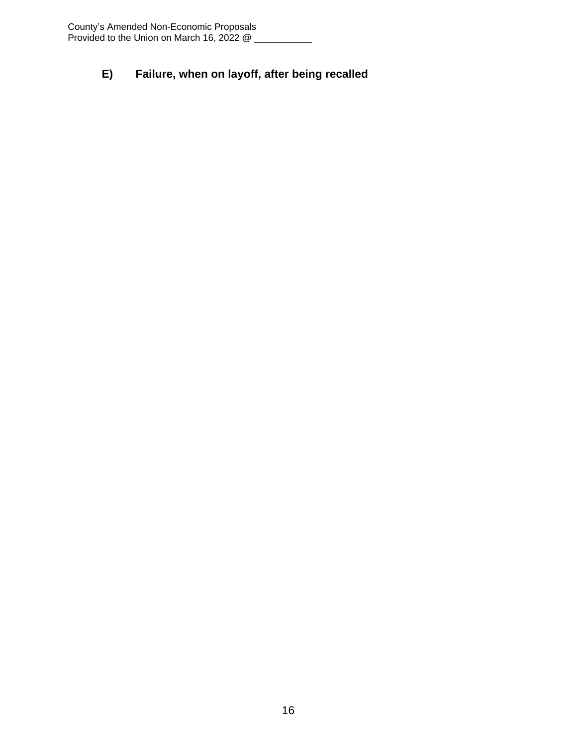**E) Failure, when on layoff, after being recalled**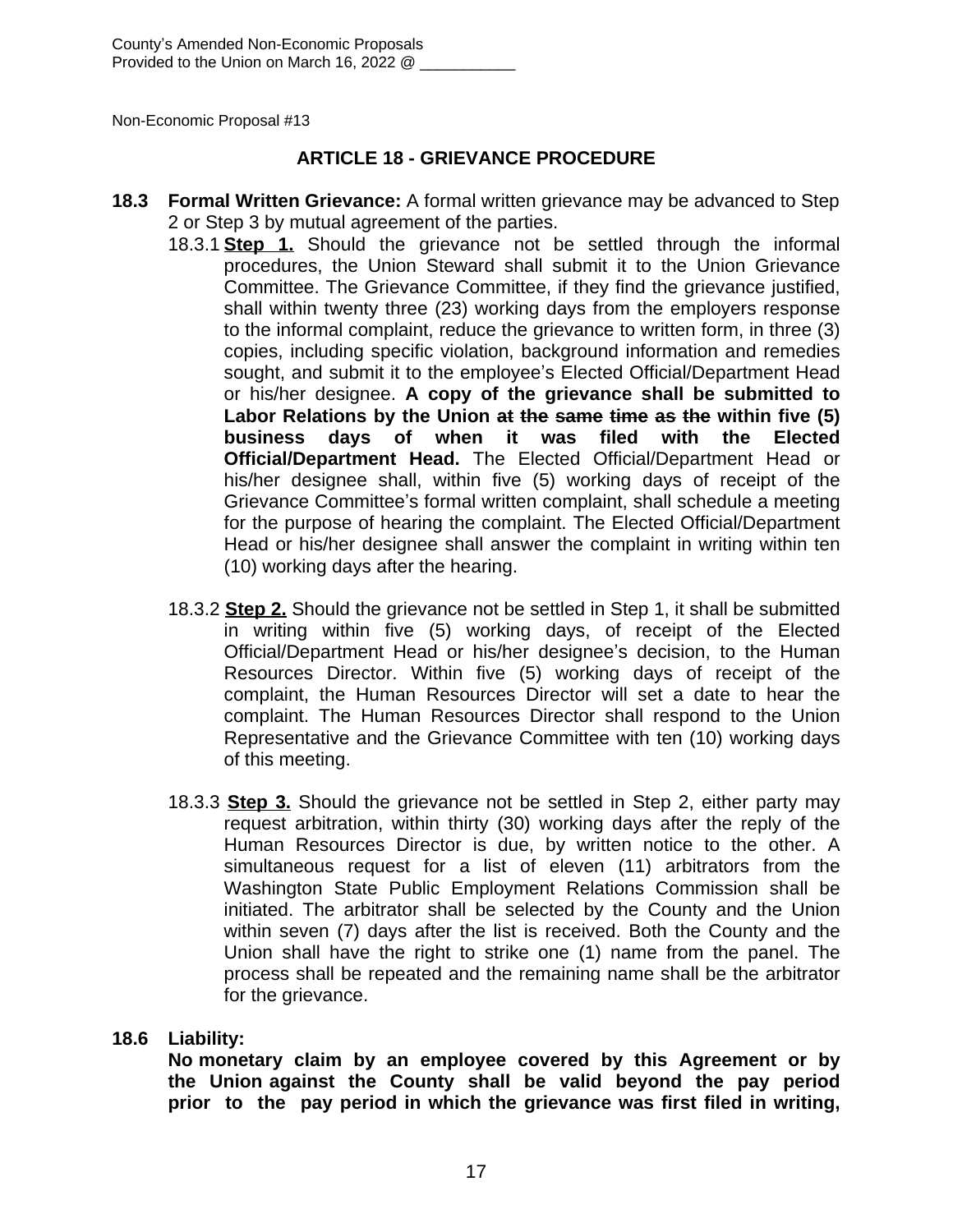County's Amended Non-Economic Proposals
Provided to the Union on March 16, 2022 @ ___________

Non-Economic Proposal #13

## ARTICLE 18 - GRIEVANCE PROCEDURE

**18.3 Formal Written Grievance:** A formal written grievance may be advanced to Step 2 or Step 3 by mutual agreement of the parties.

18.3.1 **Step 1.** Should the grievance not be settled through the informal procedures, the Union Steward shall submit it to the Union Grievance Committee. The Grievance Committee, if they find the grievance justified, shall within twenty three (23) working days from the employers response to the informal complaint, reduce the grievance to written form, in three (3) copies, including specific violation, background information and remedies sought, and submit it to the employee's Elected Official/Department Head or his/her designee. **A copy of the grievance shall be submitted to Labor Relations by the Union ~~at the same time as the~~ within five (5) business days of when it was filed with the Elected Official/Department Head.** The Elected Official/Department Head or his/her designee shall, within five (5) working days of receipt of the Grievance Committee's formal written complaint, shall schedule a meeting for the purpose of hearing the complaint. The Elected Official/Department Head or his/her designee shall answer the complaint in writing within ten (10) working days after the hearing.

18.3.2 **Step 2.** Should the grievance not be settled in Step 1, it shall be submitted in writing within five (5) working days, of receipt of the Elected Official/Department Head or his/her designee's decision, to the Human Resources Director. Within five (5) working days of receipt of the complaint, the Human Resources Director will set a date to hear the complaint. The Human Resources Director shall respond to the Union Representative and the Grievance Committee with ten (10) working days of this meeting.

18.3.3 **Step 3.** Should the grievance not be settled in Step 2, either party may request arbitration, within thirty (30) working days after the reply of the Human Resources Director is due, by written notice to the other. A simultaneous request for a list of eleven (11) arbitrators from the Washington State Public Employment Relations Commission shall be initiated. The arbitrator shall be selected by the County and the Union within seven (7) days after the list is received. Both the County and the Union shall have the right to strike one (1) name from the panel. The process shall be repeated and the remaining name shall be the arbitrator for the grievance.

**18.6 Liability:**

**No monetary claim by an employee covered by this Agreement or by the Union against the County shall be valid beyond the pay period prior to the pay period in which the grievance was first filed in writing,**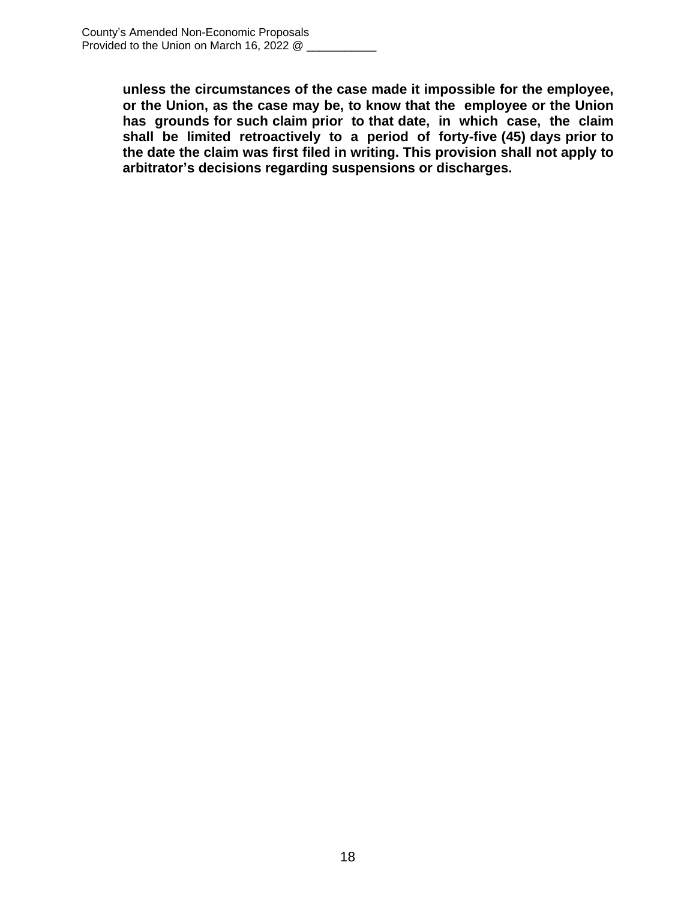**unless the circumstances of the case made it impossible for the employee, or the Union, as the case may be, to know that the employee or the Union has grounds for such claim prior to that date, in which case, the claim shall be limited retroactively to a period of forty-five (45) days prior to the date the claim was first filed in writing. This provision shall not apply to arbitrator's decisions regarding suspensions or discharges.**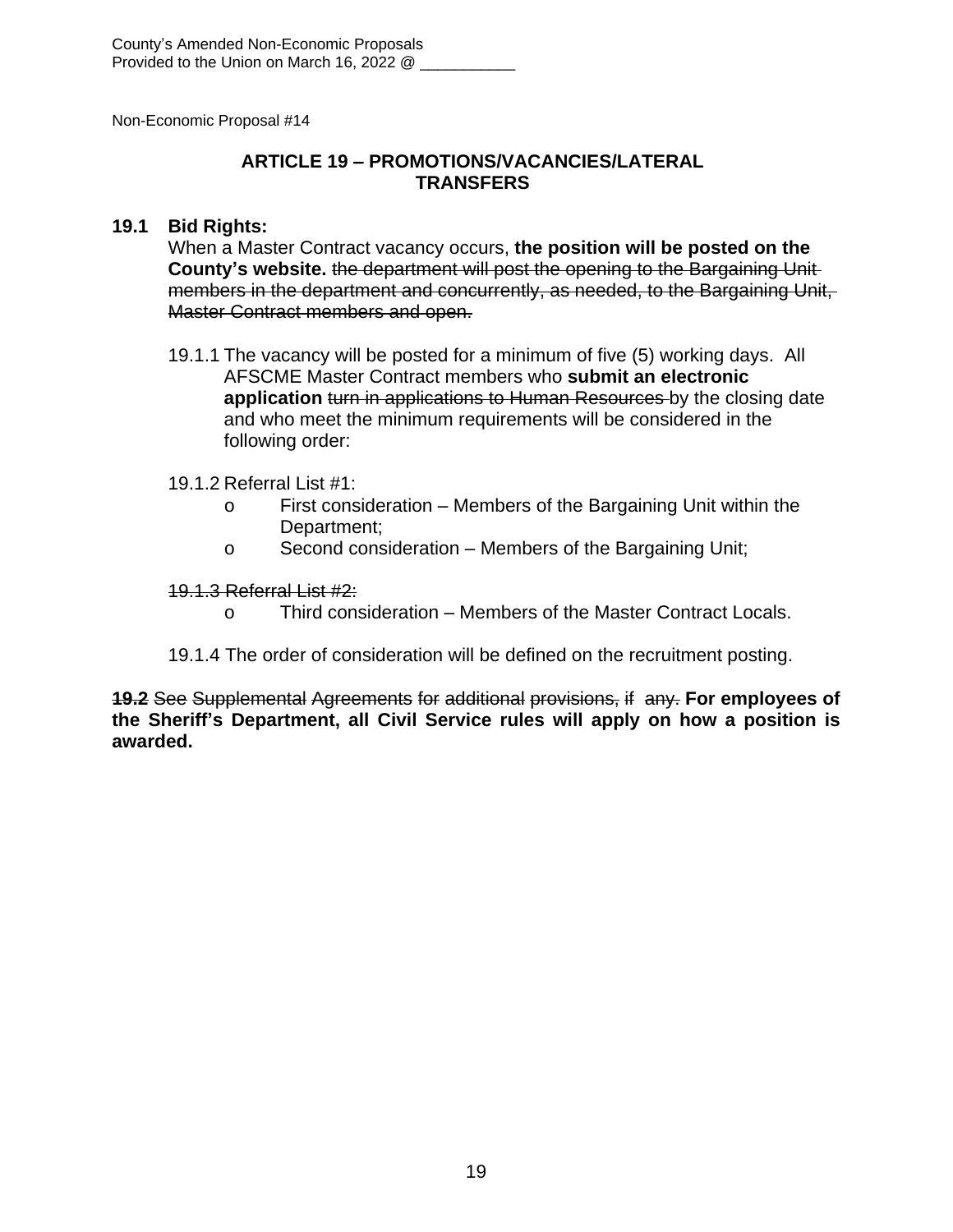County's Amended Non-Economic Proposals
Provided to the Union on March 16, 2022 @ ___________

Non-Economic Proposal #14

## ARTICLE 19 – PROMOTIONS/VACANCIES/LATERAL TRANSFERS

**19.1 Bid Rights:**
When a Master Contract vacancy occurs, **the position will be posted on the County's website.** ~~the department will post the opening to the Bargaining Unit members in the department and concurrently, as needed, to the Bargaining Unit, Master Contract members and open.~~

19.1.1 The vacancy will be posted for a minimum of five (5) working days. All AFSCME Master Contract members who **submit an electronic application** ~~turn in applications to Human Resources~~ by the closing date and who meet the minimum requirements will be considered in the following order:

19.1.2 Referral List #1:

- First consideration – Members of the Bargaining Unit within the Department;
- Second consideration – Members of the Bargaining Unit;

~~19.1.3 Referral List #2:~~

- Third consideration – Members of the Master Contract Locals.

19.1.4 The order of consideration will be defined on the recruitment posting.

~~**19.2** See Supplemental Agreements for additional provisions, if any.~~ **For employees of the Sheriff's Department, all Civil Service rules will apply on how a position is awarded.**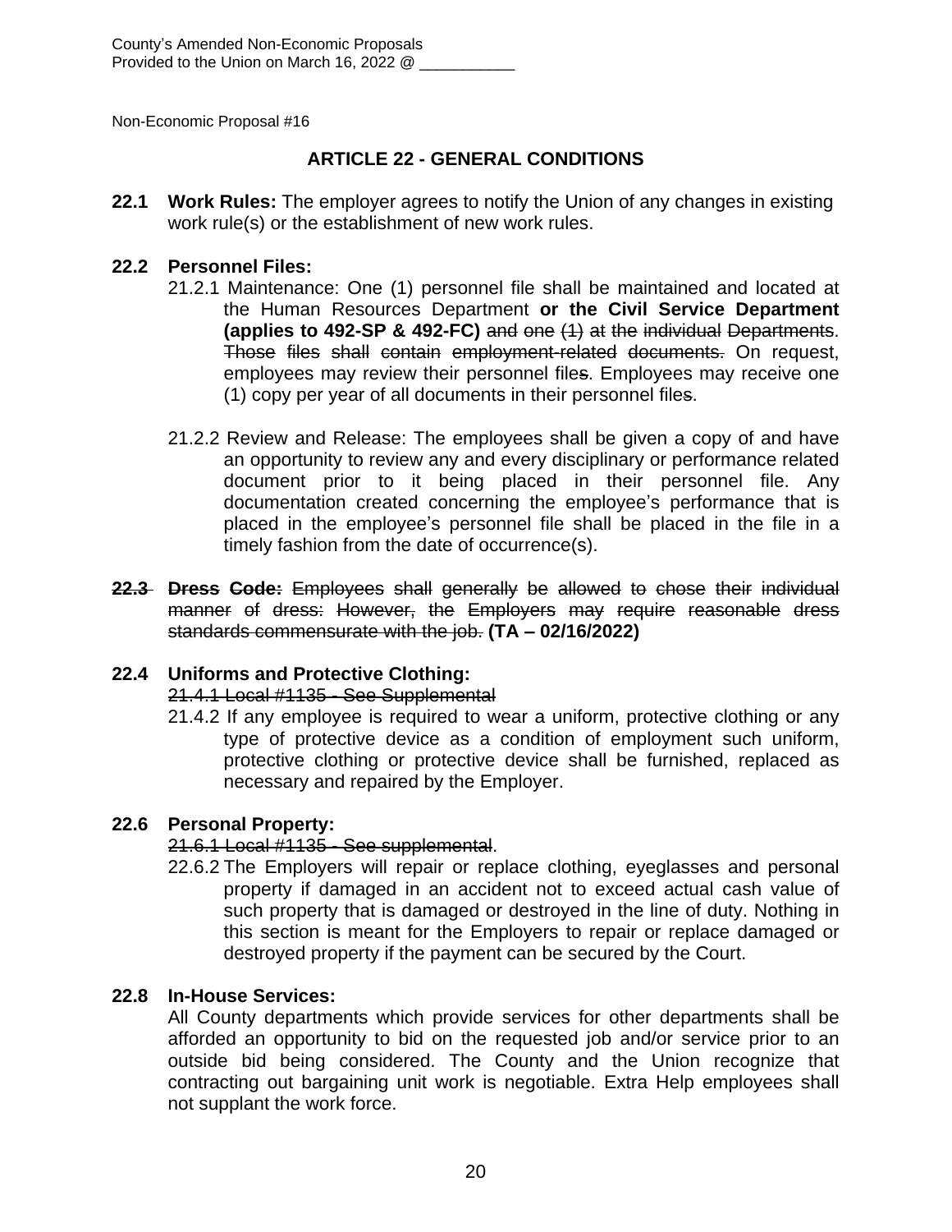County's Amended Non-Economic Proposals
Provided to the Union on March 16, 2022 @ ___________

Non-Economic Proposal #16

## ARTICLE 22 - GENERAL CONDITIONS

**22.1 Work Rules:** The employer agrees to notify the Union of any changes in existing work rule(s) or the establishment of new work rules.

**22.2 Personnel Files:**

21.2.1 Maintenance: One (1) personnel file shall be maintained and located at the Human Resources Department **or the Civil Service Department (applies to 492-SP & 492-FC)** ~~and one (1) at the individual Departments~~. ~~Those files shall contain employment-related documents.~~ On request, employees may review their personnel file~~s~~. Employees may receive one (1) copy per year of all documents in their personnel file~~s~~.

21.2.2 Review and Release: The employees shall be given a copy of and have an opportunity to review any and every disciplinary or performance related document prior to it being placed in their personnel file. Any documentation created concerning the employee's performance that is placed in the employee's personnel file shall be placed in the file in a timely fashion from the date of occurrence(s).

~~**22.3 Dress Code:** Employees shall generally be allowed to chose their individual manner of dress: However, the Employers may require reasonable dress standards commensurate with the job.~~ **(TA – 02/16/2022)**

**22.4 Uniforms and Protective Clothing:**

~~21.4.1 Local #1135 - See Supplemental~~

21.4.2 If any employee is required to wear a uniform, protective clothing or any type of protective device as a condition of employment such uniform, protective clothing or protective device shall be furnished, replaced as necessary and repaired by the Employer.

**22.6 Personal Property:**

~~21.6.1 Local #1135 - See supplemental~~.

22.6.2 The Employers will repair or replace clothing, eyeglasses and personal property if damaged in an accident not to exceed actual cash value of such property that is damaged or destroyed in the line of duty. Nothing in this section is meant for the Employers to repair or replace damaged or destroyed property if the payment can be secured by the Court.

**22.8 In-House Services:**

All County departments which provide services for other departments shall be afforded an opportunity to bid on the requested job and/or service prior to an outside bid being considered. The County and the Union recognize that contracting out bargaining unit work is negotiable. Extra Help employees shall not supplant the work force.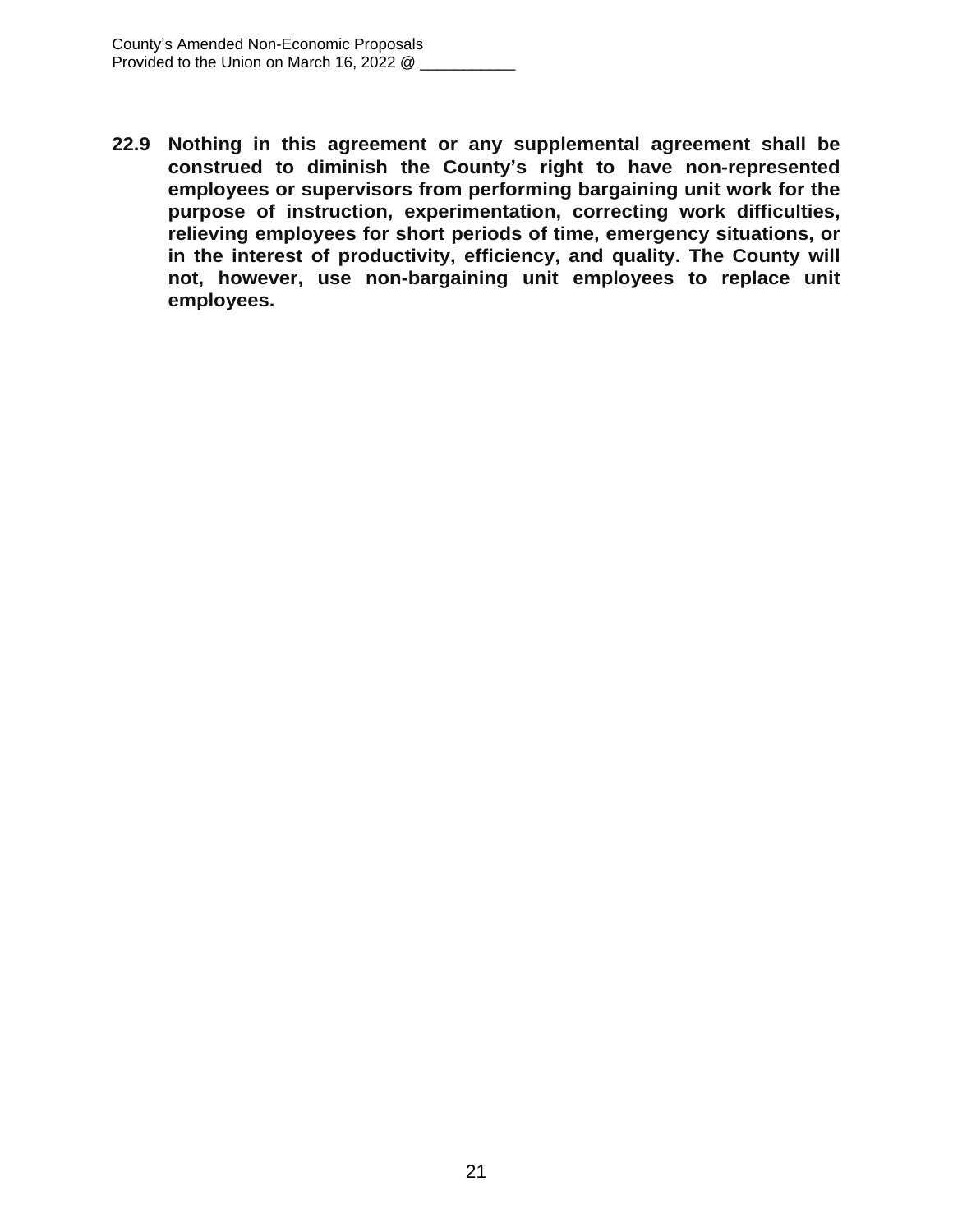**22.9 Nothing in this agreement or any supplemental agreement shall be construed to diminish the County's right to have non-represented employees or supervisors from performing bargaining unit work for the purpose of instruction, experimentation, correcting work difficulties, relieving employees for short periods of time, emergency situations, or in the interest of productivity, efficiency, and quality. The County will not, however, use non-bargaining unit employees to replace unit employees.**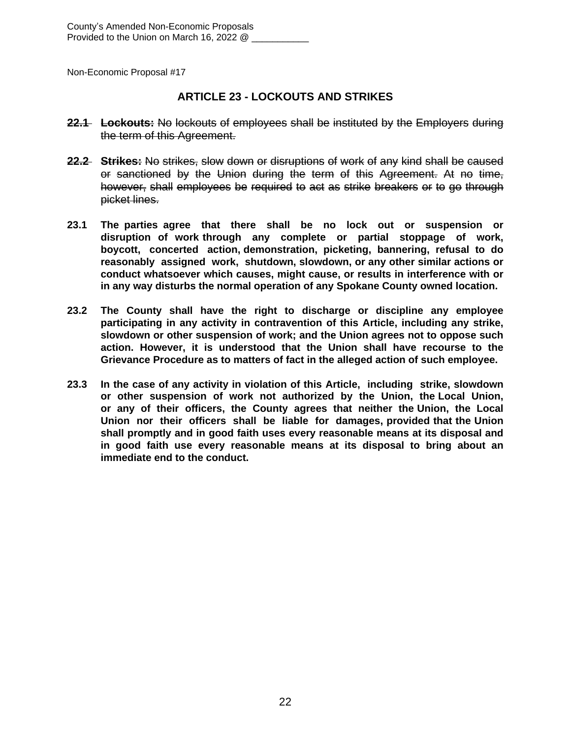County's Amended Non-Economic Proposals
Provided to the Union on March 16, 2022 @ ___________

Non-Economic Proposal #17

## ARTICLE 23 - LOCKOUTS AND STRIKES

~~**22.1 Lockouts:** No lockouts of employees shall be instituted by the Employers during the term of this Agreement.~~

~~**22.2 Strikes:** No strikes, slow down or disruptions of work of any kind shall be caused or sanctioned by the Union during the term of this Agreement. At no time, however, shall employees be required to act as strike breakers or to go through picket lines.~~

**23.1 The parties agree that there shall be no lock out or suspension or disruption of work through any complete or partial stoppage of work, boycott, concerted action, demonstration, picketing, bannering, refusal to do reasonably assigned work, shutdown, slowdown, or any other similar actions or conduct whatsoever which causes, might cause, or results in interference with or in any way disturbs the normal operation of any Spokane County owned location.**

**23.2 The County shall have the right to discharge or discipline any employee participating in any activity in contravention of this Article, including any strike, slowdown or other suspension of work; and the Union agrees not to oppose such action. However, it is understood that the Union shall have recourse to the Grievance Procedure as to matters of fact in the alleged action of such employee.**

**23.3 In the case of any activity in violation of this Article, including strike, slowdown or other suspension of work not authorized by the Union, the Local Union, or any of their officers, the County agrees that neither the Union, the Local Union nor their officers shall be liable for damages, provided that the Union shall promptly and in good faith uses every reasonable means at its disposal and in good faith use every reasonable means at its disposal to bring about an immediate end to the conduct.**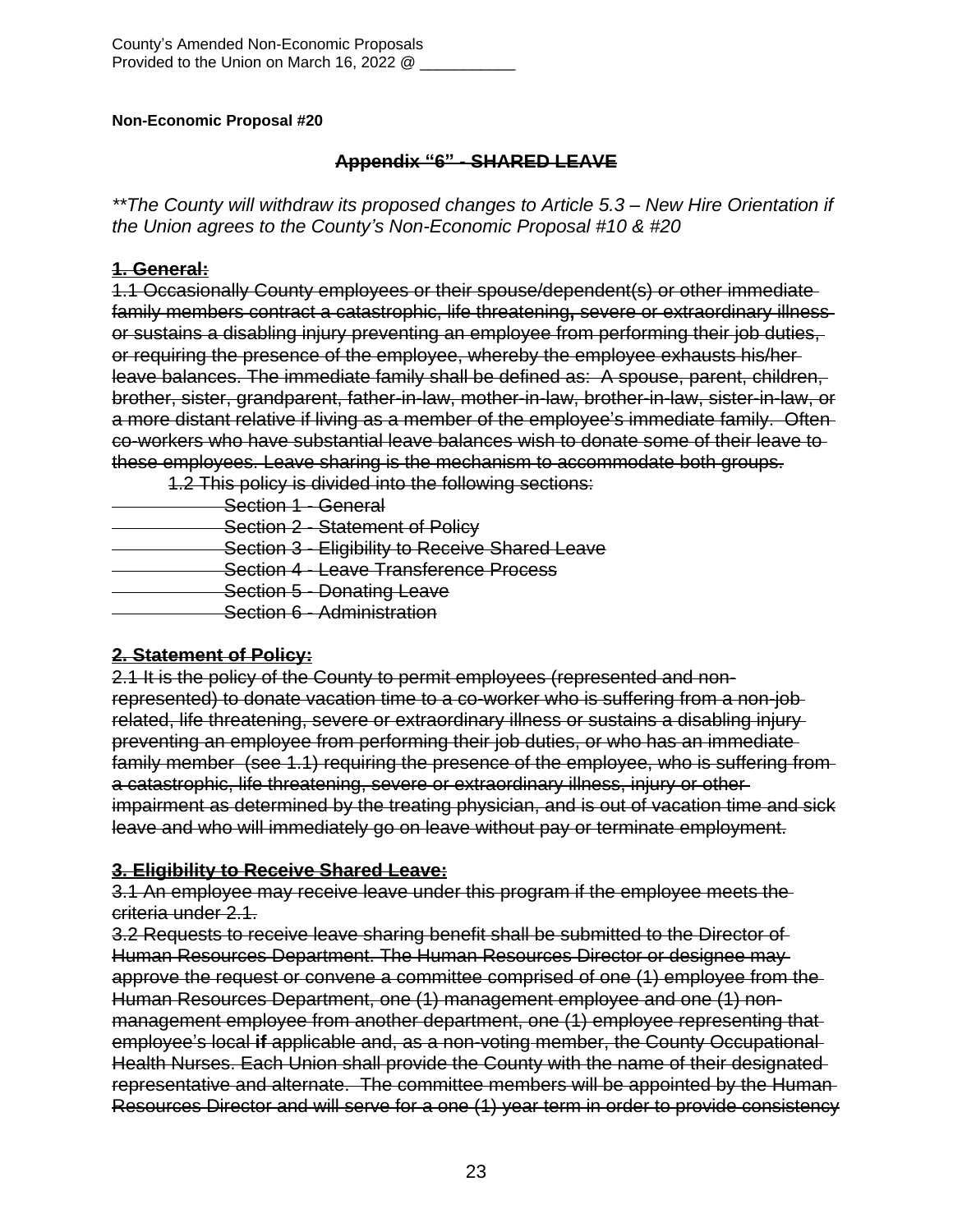County's Amended Non-Economic Proposals
Provided to the Union on March 16, 2022 @ ___________

**Non-Economic Proposal #20**

**~~Appendix "6" - SHARED LEAVE~~**

*\*\*The County will withdraw its proposed changes to Article 5.3 – New Hire Orientation if the Union agrees to the County's Non-Economic Proposal #10 & #20*

**~~1. General:~~**

~~1.1 Occasionally County employees or their spouse/dependent(s) or other immediate family members contract a catastrophic, life threatening, severe or extraordinary illness or sustains a disabling injury preventing an employee from performing their job duties, or requiring the presence of the employee, whereby the employee exhausts his/her leave balances. The immediate family shall be defined as: A spouse, parent, children, brother, sister, grandparent, father-in-law, mother-in-law, brother-in-law, sister-in-law, or a more distant relative if living as a member of the employee's immediate family. Often co-workers who have substantial leave balances wish to donate some of their leave to these employees. Leave sharing is the mechanism to accommodate both groups.~~

~~1.2 This policy is divided into the following sections:~~

- ~~Section 1 - General~~
- ~~Section 2 - Statement of Policy~~
- ~~Section 3 - Eligibility to Receive Shared Leave~~
- ~~Section 4 - Leave Transference Process~~
- ~~Section 5 - Donating Leave~~
- ~~Section 6 - Administration~~

**~~2. Statement of Policy:~~**

~~2.1 It is the policy of the County to permit employees (represented and non-represented) to donate vacation time to a co-worker who is suffering from a non-job related, life threatening, severe or extraordinary illness or sustains a disabling injury preventing an employee from performing their job duties, or who has an immediate family member (see 1.1) requiring the presence of the employee, who is suffering from a catastrophic, life threatening, severe or extraordinary illness, injury or other impairment as determined by the treating physician, and is out of vacation time and sick leave and who will immediately go on leave without pay or terminate employment.~~

**~~3. Eligibility to Receive Shared Leave:~~**

~~3.1 An employee may receive leave under this program if the employee meets the criteria under 2.1.~~

~~3.2 Requests to receive leave sharing benefit shall be submitted to the Director of Human Resources Department. The Human Resources Director or designee may approve the request or convene a committee comprised of one (1) employee from the Human Resources Department, one (1) management employee and one (1) non-management employee from another department, one (1) employee representing that employee's local **if** applicable and, as a non-voting member, the County Occupational Health Nurses. Each Union shall provide the County with the name of their designated representative and alternate. The committee members will be appointed by the Human Resources Director and will serve for a one (1) year term in order to provide consistency~~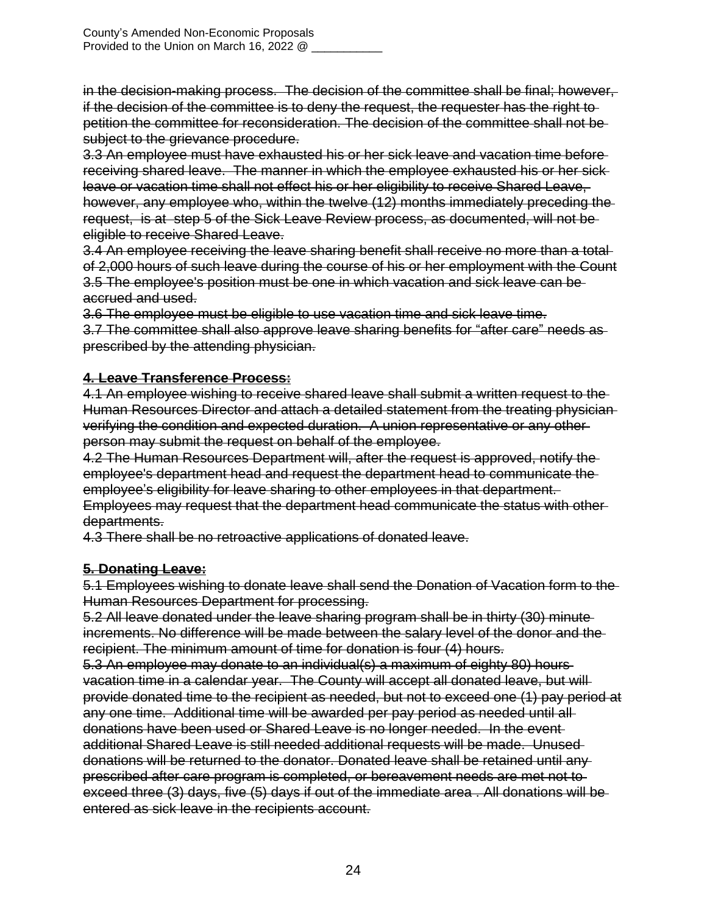~~in the decision-making process. The decision of the committee shall be final; however, if the decision of the committee is to deny the request, the requester has the right to petition the committee for reconsideration. The decision of the committee shall not be subject to the grievance procedure.~~

~~3.3 An employee must have exhausted his or her sick leave and vacation time before receiving shared leave. The manner in which the employee exhausted his or her sick leave or vacation time shall not effect his or her eligibility to receive Shared Leave, however, any employee who, within the twelve (12) months immediately preceding the request, is at step 5 of the Sick Leave Review process, as documented, will not be eligible to receive Shared Leave.~~

~~3.4 An employee receiving the leave sharing benefit shall receive no more than a total of 2,000 hours of such leave during the course of his or her employment with the Count~~

~~3.5 The employee's position must be one in which vacation and sick leave can be accrued and used.~~

~~3.6 The employee must be eligible to use vacation time and sick leave time.~~

~~3.7 The committee shall also approve leave sharing benefits for "after care" needs as prescribed by the attending physician.~~

**~~4. Leave Transference Process:~~**

~~4.1 An employee wishing to receive shared leave shall submit a written request to the Human Resources Director and attach a detailed statement from the treating physician verifying the condition and expected duration. A union representative or any other person may submit the request on behalf of the employee.~~

~~4.2 The Human Resources Department will, after the request is approved, notify the employee's department head and request the department head to communicate the employee's eligibility for leave sharing to other employees in that department. Employees may request that the department head communicate the status with other departments.~~

~~4.3 There shall be no retroactive applications of donated leave.~~

**~~5. Donating Leave:~~**

~~5.1 Employees wishing to donate leave shall send the Donation of Vacation form to the Human Resources Department for processing.~~

~~5.2 All leave donated under the leave sharing program shall be in thirty (30) minute increments. No difference will be made between the salary level of the donor and the recipient. The minimum amount of time for donation is four (4) hours.~~

~~5.3 An employee may donate to an individual(s) a maximum of eighty 80) hours vacation time in a calendar year. The County will accept all donated leave, but will provide donated time to the recipient as needed, but not to exceed one (1) pay period at any one time. Additional time will be awarded per pay period as needed until all donations have been used or Shared Leave is no longer needed. In the event additional Shared Leave is still needed additional requests will be made. Unused donations will be returned to the donator. Donated leave shall be retained until any prescribed after care program is completed, or bereavement needs are met not to exceed three (3) days, five (5) days if out of the immediate area . All donations will be entered as sick leave in the recipients account.~~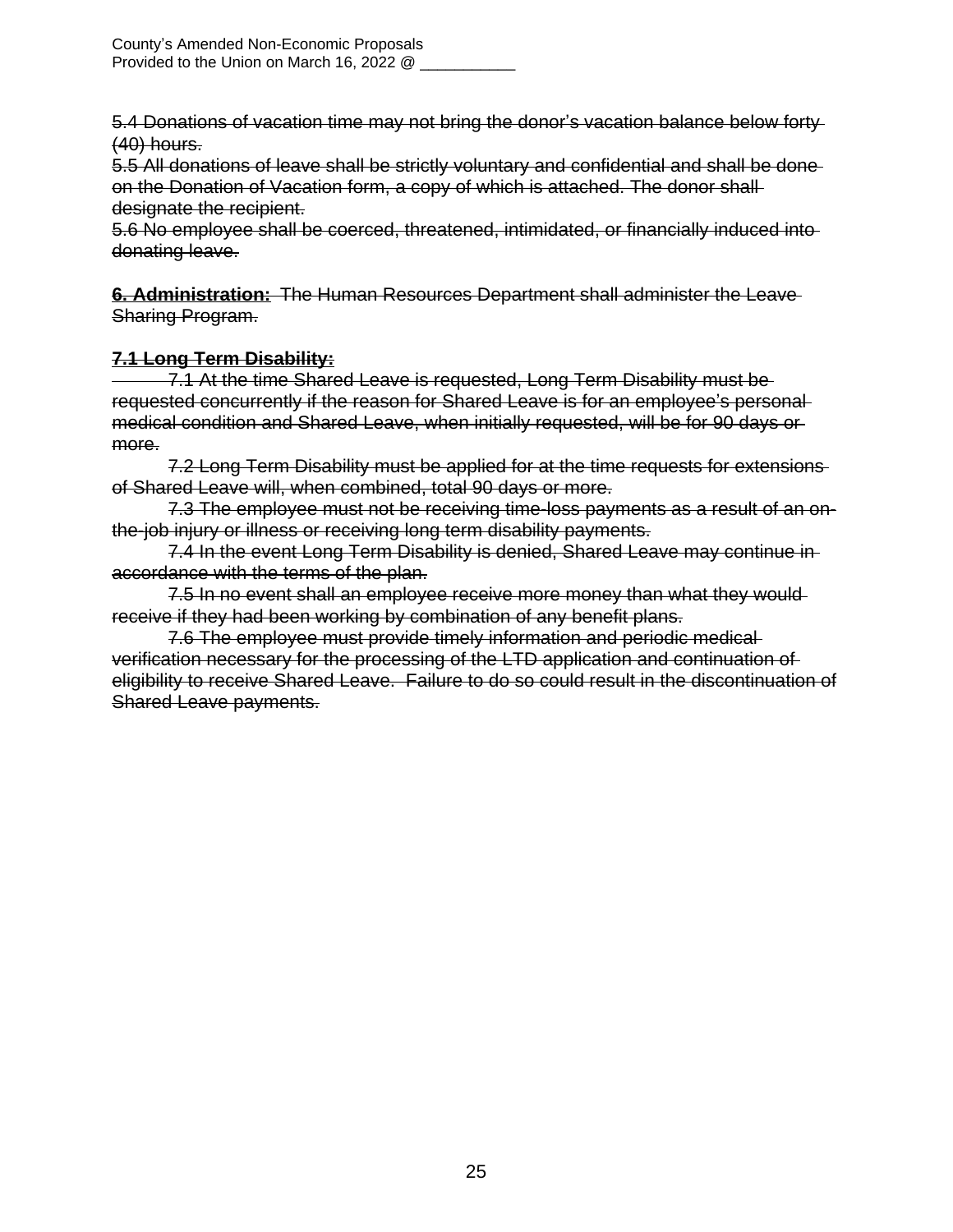~~5.4 Donations of vacation time may not bring the donor's vacation balance below forty (40) hours.~~
~~5.5 All donations of leave shall be strictly voluntary and confidential and shall be done on the Donation of Vacation form, a copy of which is attached. The donor shall designate the recipient.~~
~~5.6 No employee shall be coerced, threatened, intimidated, or financially induced into donating leave.~~

~~**6. Administration:** The Human Resources Department shall administer the Leave Sharing Program.~~

~~**7.1 Long Term Disability:**~~

~~7.1 At the time Shared Leave is requested, Long Term Disability must be requested concurrently if the reason for Shared Leave is for an employee's personal medical condition and Shared Leave, when initially requested, will be for 90 days or more.~~

~~7.2 Long Term Disability must be applied for at the time requests for extensions of Shared Leave will, when combined, total 90 days or more.~~

~~7.3 The employee must not be receiving time-loss payments as a result of an on-the-job injury or illness or receiving long term disability payments.~~

~~7.4 In the event Long Term Disability is denied, Shared Leave may continue in accordance with the terms of the plan.~~

~~7.5 In no event shall an employee receive more money than what they would receive if they had been working by combination of any benefit plans.~~

~~7.6 The employee must provide timely information and periodic medical verification necessary for the processing of the LTD application and continuation of eligibility to receive Shared Leave. Failure to do so could result in the discontinuation of Shared Leave payments.~~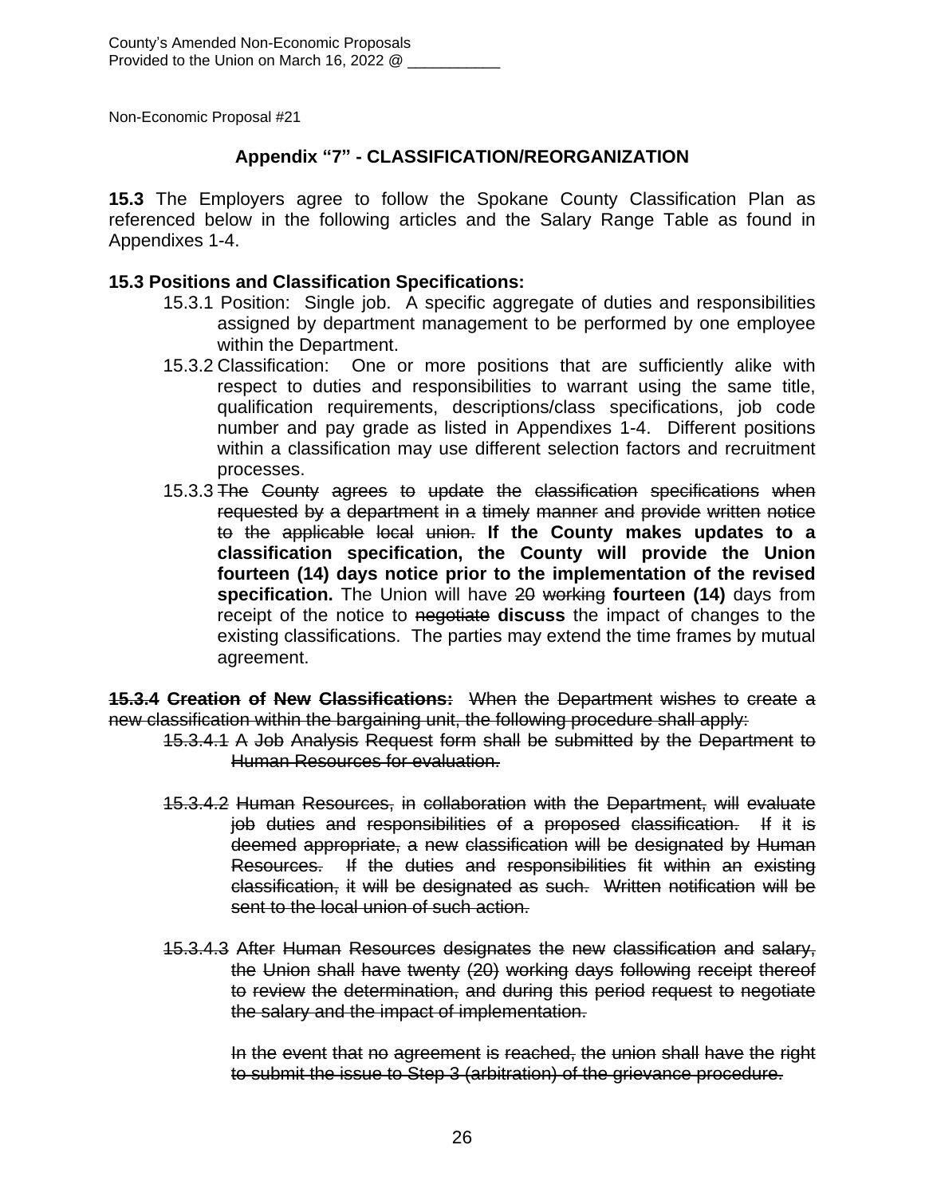County's Amended Non-Economic Proposals
Provided to the Union on March 16, 2022 @ ___________

Non-Economic Proposal #21

## Appendix "7" - CLASSIFICATION/REORGANIZATION

**15.3** The Employers agree to follow the Spokane County Classification Plan as referenced below in the following articles and the Salary Range Table as found in Appendixes 1-4.

**15.3 Positions and Classification Specifications:**

15.3.1 Position: Single job. A specific aggregate of duties and responsibilities assigned by department management to be performed by one employee within the Department.

15.3.2 Classification: One or more positions that are sufficiently alike with respect to duties and responsibilities to warrant using the same title, qualification requirements, descriptions/class specifications, job code number and pay grade as listed in Appendixes 1-4. Different positions within a classification may use different selection factors and recruitment processes.

15.3.3 ~~The County agrees to update the classification specifications when requested by a department in a timely manner and provide written notice to the applicable local union.~~ **If the County makes updates to a classification specification, the County will provide the Union fourteen (14) days notice prior to the implementation of the revised specification.** The Union will have ~~20 working~~ **fourteen (14)** days from receipt of the notice to ~~negotiate~~ **discuss** the impact of changes to the existing classifications. The parties may extend the time frames by mutual agreement.

~~**15.3.4 Creation of New Classifications:** When the Department wishes to create a new classification within the bargaining unit, the following procedure shall apply:~~

~~15.3.4.1 A Job Analysis Request form shall be submitted by the Department to Human Resources for evaluation.~~

~~15.3.4.2 Human Resources, in collaboration with the Department, will evaluate job duties and responsibilities of a proposed classification. If it is deemed appropriate, a new classification will be designated by Human Resources. If the duties and responsibilities fit within an existing classification, it will be designated as such. Written notification will be sent to the local union of such action.~~

~~15.3.4.3 After Human Resources designates the new classification and salary, the Union shall have twenty (20) working days following receipt thereof to review the determination, and during this period request to negotiate the salary and the impact of implementation.~~

~~In the event that no agreement is reached, the union shall have the right to submit the issue to Step 3 (arbitration) of the grievance procedure.~~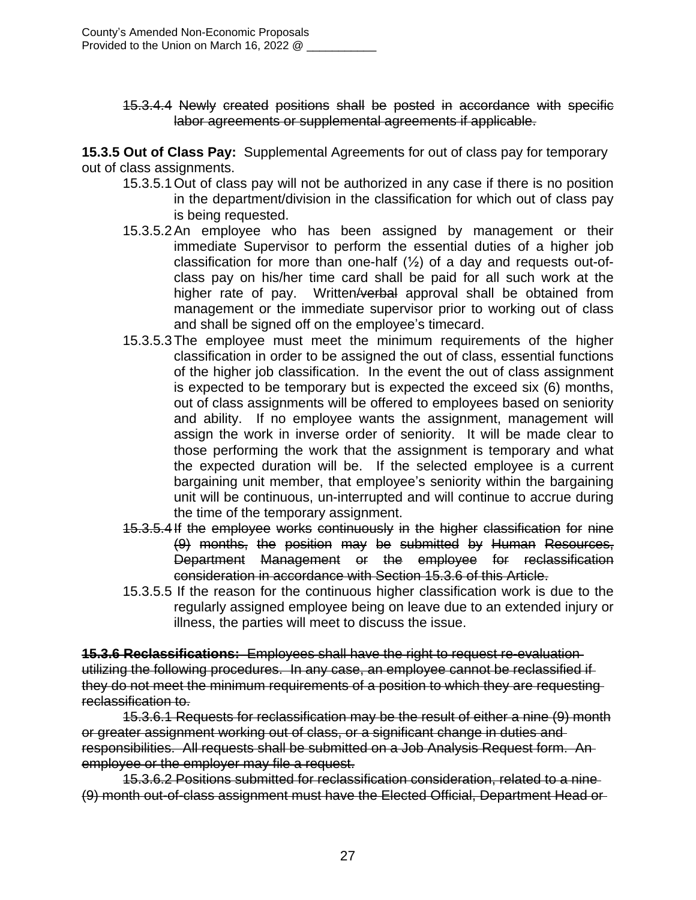~~15.3.4.4 Newly created positions shall be posted in accordance with specific labor agreements or supplemental agreements if applicable.~~

**15.3.5 Out of Class Pay:** Supplemental Agreements for out of class pay for temporary out of class assignments.

15.3.5.1 Out of class pay will not be authorized in any case if there is no position in the department/division in the classification for which out of class pay is being requested.

15.3.5.2 An employee who has been assigned by management or their immediate Supervisor to perform the essential duties of a higher job classification for more than one-half (½) of a day and requests out-of-class pay on his/her time card shall be paid for all such work at the higher rate of pay. Written~~/verbal~~ approval shall be obtained from management or the immediate supervisor prior to working out of class and shall be signed off on the employee's timecard.

15.3.5.3 The employee must meet the minimum requirements of the higher classification in order to be assigned the out of class, essential functions of the higher job classification. In the event the out of class assignment is expected to be temporary but is expected the exceed six (6) months, out of class assignments will be offered to employees based on seniority and ability. If no employee wants the assignment, management will assign the work in inverse order of seniority. It will be made clear to those performing the work that the assignment is temporary and what the expected duration will be. If the selected employee is a current bargaining unit member, that employee's seniority within the bargaining unit will be continuous, un-interrupted and will continue to accrue during the time of the temporary assignment.

~~15.3.5.4 If the employee works continuously in the higher classification for nine (9) months, the position may be submitted by Human Resources, Department Management or the employee for reclassification consideration in accordance with Section 15.3.6 of this Article.~~

15.3.5.5 If the reason for the continuous higher classification work is due to the regularly assigned employee being on leave due to an extended injury or illness, the parties will meet to discuss the issue.

~~**15.3.6 Reclassifications:** Employees shall have the right to request re-evaluation utilizing the following procedures. In any case, an employee cannot be reclassified if they do not meet the minimum requirements of a position to which they are requesting reclassification to.~~

~~15.3.6.1 Requests for reclassification may be the result of either a nine (9) month or greater assignment working out of class, or a significant change in duties and responsibilities. All requests shall be submitted on a Job Analysis Request form. An employee or the employer may file a request.~~

~~15.3.6.2 Positions submitted for reclassification consideration, related to a nine (9) month out-of-class assignment must have the Elected Official, Department Head or~~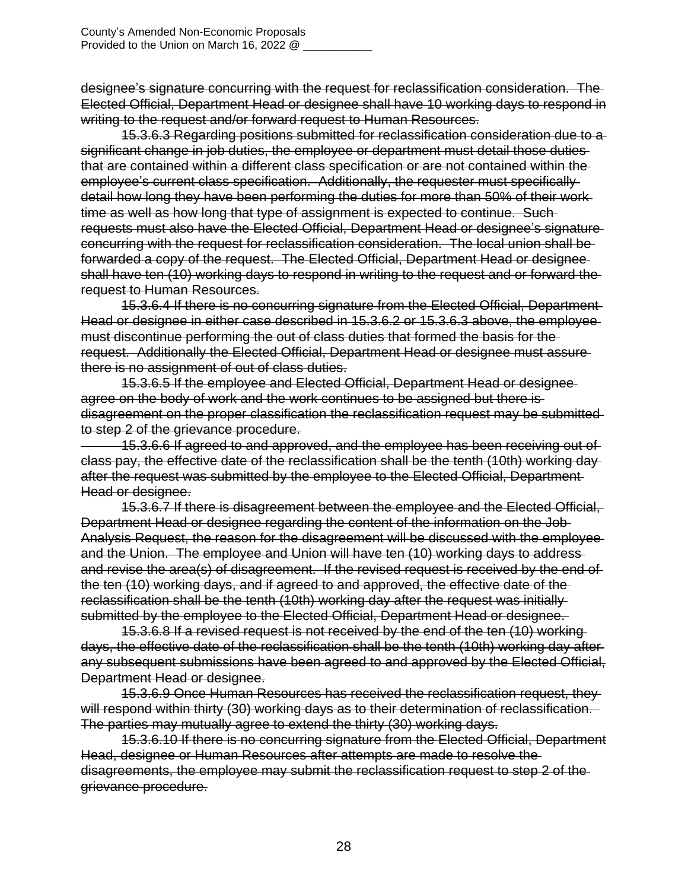~~designee's signature concurring with the request for reclassification consideration. The Elected Official, Department Head or designee shall have 10 working days to respond in writing to the request and/or forward request to Human Resources.~~

~~15.3.6.3 Regarding positions submitted for reclassification consideration due to a significant change in job duties, the employee or department must detail those duties that are contained within a different class specification or are not contained within the employee's current class specification. Additionally, the requester must specifically detail how long they have been performing the duties for more than 50% of their work time as well as how long that type of assignment is expected to continue. Such requests must also have the Elected Official, Department Head or designee's signature concurring with the request for reclassification consideration. The local union shall be forwarded a copy of the request. The Elected Official, Department Head or designee shall have ten (10) working days to respond in writing to the request and or forward the request to Human Resources.~~

~~15.3.6.4 If there is no concurring signature from the Elected Official, Department Head or designee in either case described in 15.3.6.2 or 15.3.6.3 above, the employee must discontinue performing the out of class duties that formed the basis for the request. Additionally the Elected Official, Department Head or designee must assure there is no assignment of out of class duties.~~

~~15.3.6.5 If the employee and Elected Official, Department Head or designee agree on the body of work and the work continues to be assigned but there is disagreement on the proper classification the reclassification request may be submitted to step 2 of the grievance procedure.~~

~~15.3.6.6 If agreed to and approved, and the employee has been receiving out of class pay, the effective date of the reclassification shall be the tenth (10th) working day after the request was submitted by the employee to the Elected Official, Department Head or designee.~~

~~15.3.6.7 If there is disagreement between the employee and the Elected Official, Department Head or designee regarding the content of the information on the Job Analysis Request, the reason for the disagreement will be discussed with the employee and the Union. The employee and Union will have ten (10) working days to address and revise the area(s) of disagreement. If the revised request is received by the end of the ten (10) working days, and if agreed to and approved, the effective date of the reclassification shall be the tenth (10th) working day after the request was initially submitted by the employee to the Elected Official, Department Head or designee.~~

~~15.3.6.8 If a revised request is not received by the end of the ten (10) working days, the effective date of the reclassification shall be the tenth (10th) working day after any subsequent submissions have been agreed to and approved by the Elected Official, Department Head or designee.~~

~~15.3.6.9 Once Human Resources has received the reclassification request, they will respond within thirty (30) working days as to their determination of reclassification. The parties may mutually agree to extend the thirty (30) working days.~~

~~15.3.6.10 If there is no concurring signature from the Elected Official, Department Head, designee or Human Resources after attempts are made to resolve the disagreements, the employee may submit the reclassification request to step 2 of the grievance procedure.~~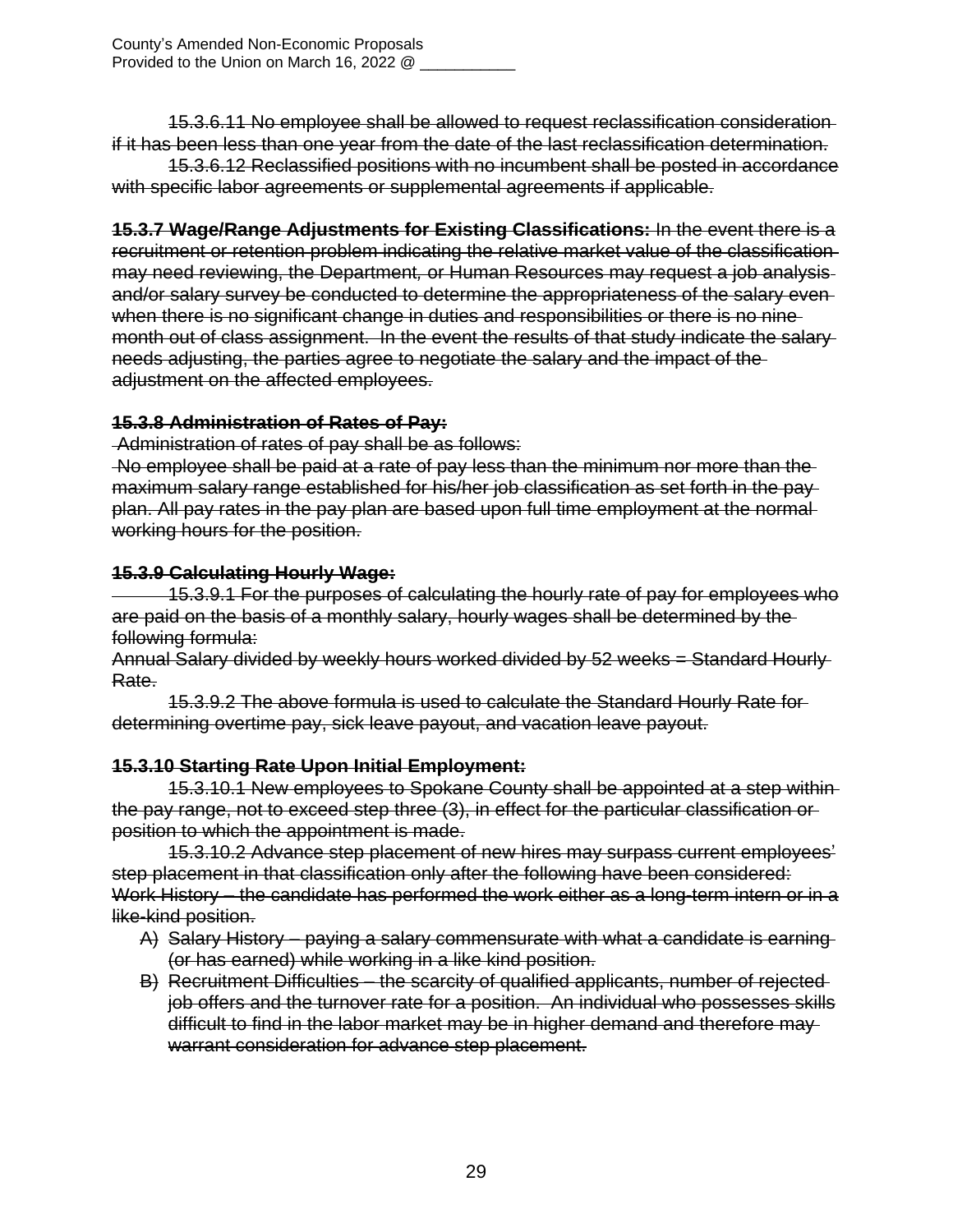~~15.3.6.11 No employee shall be allowed to request reclassification consideration if it has been less than one year from the date of the last reclassification determination.~~

~~15.3.6.12 Reclassified positions with no incumbent shall be posted in accordance with specific labor agreements or supplemental agreements if applicable.~~

**15.3.7 Wage/Range Adjustments for Existing Classifications:** ~~In the event there is a recruitment or retention problem indicating the relative market value of the classification may need reviewing, the Department, or Human Resources may request a job analysis and/or salary survey be conducted to determine the appropriateness of the salary even when there is no significant change in duties and responsibilities or there is no nine month out of class assignment. In the event the results of that study indicate the salary needs adjusting, the parties agree to negotiate the salary and the impact of the adjustment on the affected employees.~~

~~**15.3.8 Administration of Rates of Pay:**~~

~~Administration of rates of pay shall be as follows:~~

~~No employee shall be paid at a rate of pay less than the minimum nor more than the maximum salary range established for his/her job classification as set forth in the pay plan. All pay rates in the pay plan are based upon full time employment at the normal working hours for the position.~~

~~**15.3.9 Calculating Hourly Wage:**~~

~~15.3.9.1 For the purposes of calculating the hourly rate of pay for employees who are paid on the basis of a monthly salary, hourly wages shall be determined by the following formula:~~

~~Annual Salary divided by weekly hours worked divided by 52 weeks = Standard Hourly Rate.~~

~~15.3.9.2 The above formula is used to calculate the Standard Hourly Rate for determining overtime pay, sick leave payout, and vacation leave payout.~~

~~**15.3.10 Starting Rate Upon Initial Employment:**~~

~~15.3.10.1 New employees to Spokane County shall be appointed at a step within the pay range, not to exceed step three (3), in effect for the particular classification or position to which the appointment is made.~~

~~15.3.10.2 Advance step placement of new hires may surpass current employees' step placement in that classification only after the following have been considered:~~

~~Work History – the candidate has performed the work either as a long-term intern or in a like-kind position.~~

~~A) Salary History – paying a salary commensurate with what a candidate is earning (or has earned) while working in a like kind position.~~

~~B) Recruitment Difficulties – the scarcity of qualified applicants, number of rejected job offers and the turnover rate for a position. An individual who possesses skills difficult to find in the labor market may be in higher demand and therefore may warrant consideration for advance step placement.~~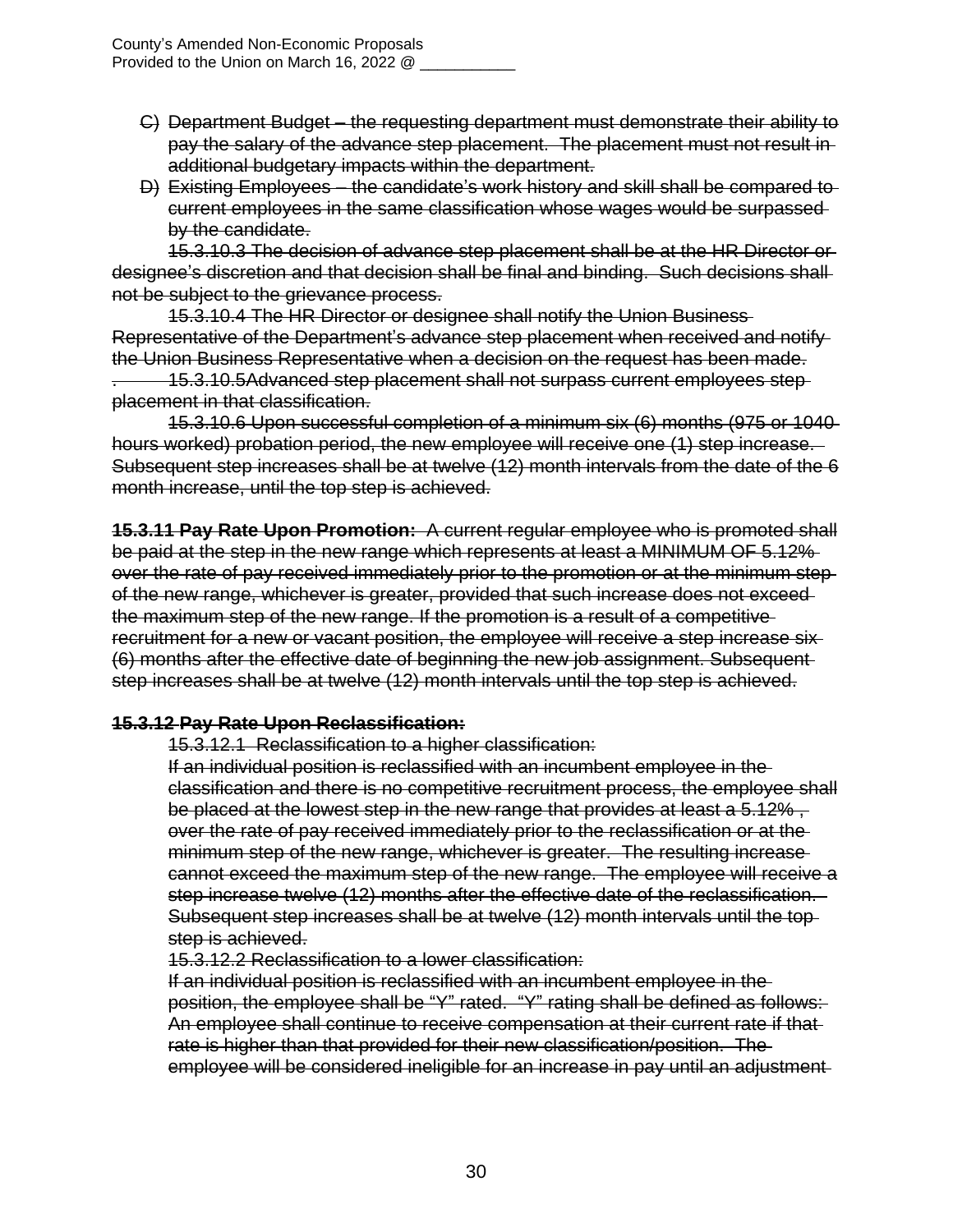~~C) Department Budget – the requesting department must demonstrate their ability to pay the salary of the advance step placement. The placement must not result in additional budgetary impacts within the department.~~

~~D) Existing Employees – the candidate's work history and skill shall be compared to current employees in the same classification whose wages would be surpassed by the candidate.~~

~~15.3.10.3 The decision of advance step placement shall be at the HR Director or designee's discretion and that decision shall be final and binding. Such decisions shall not be subject to the grievance process.~~

~~15.3.10.4 The HR Director or designee shall notify the Union Business Representative of the Department's advance step placement when received and notify the Union Business Representative when a decision on the request has been made.~~

~~. 15.3.10.5Advanced step placement shall not surpass current employees step placement in that classification.~~

~~15.3.10.6 Upon successful completion of a minimum six (6) months (975 or 1040 hours worked) probation period, the new employee will receive one (1) step increase. Subsequent step increases shall be at twelve (12) month intervals from the date of the 6 month increase, until the top step is achieved.~~

~~**15.3.11 Pay Rate Upon Promotion:** A current regular employee who is promoted shall be paid at the step in the new range which represents at least a MINIMUM OF 5.12% over the rate of pay received immediately prior to the promotion or at the minimum step of the new range, whichever is greater, provided that such increase does not exceed the maximum step of the new range. If the promotion is a result of a competitive recruitment for a new or vacant position, the employee will receive a step increase six (6) months after the effective date of beginning the new job assignment. Subsequent step increases shall be at twelve (12) month intervals until the top step is achieved.~~

~~**15.3.12 Pay Rate Upon Reclassification:**~~

~~15.3.12.1 Reclassification to a higher classification:~~

~~If an individual position is reclassified with an incumbent employee in the classification and there is no competitive recruitment process, the employee shall be placed at the lowest step in the new range that provides at least a 5.12% , over the rate of pay received immediately prior to the reclassification or at the minimum step of the new range, whichever is greater. The resulting increase cannot exceed the maximum step of the new range. The employee will receive a step increase twelve (12) months after the effective date of the reclassification. Subsequent step increases shall be at twelve (12) month intervals until the top step is achieved.~~

~~15.3.12.2 Reclassification to a lower classification:~~

~~If an individual position is reclassified with an incumbent employee in the position, the employee shall be "Y" rated. "Y" rating shall be defined as follows: An employee shall continue to receive compensation at their current rate if that rate is higher than that provided for their new classification/position. The employee will be considered ineligible for an increase in pay until an adjustment~~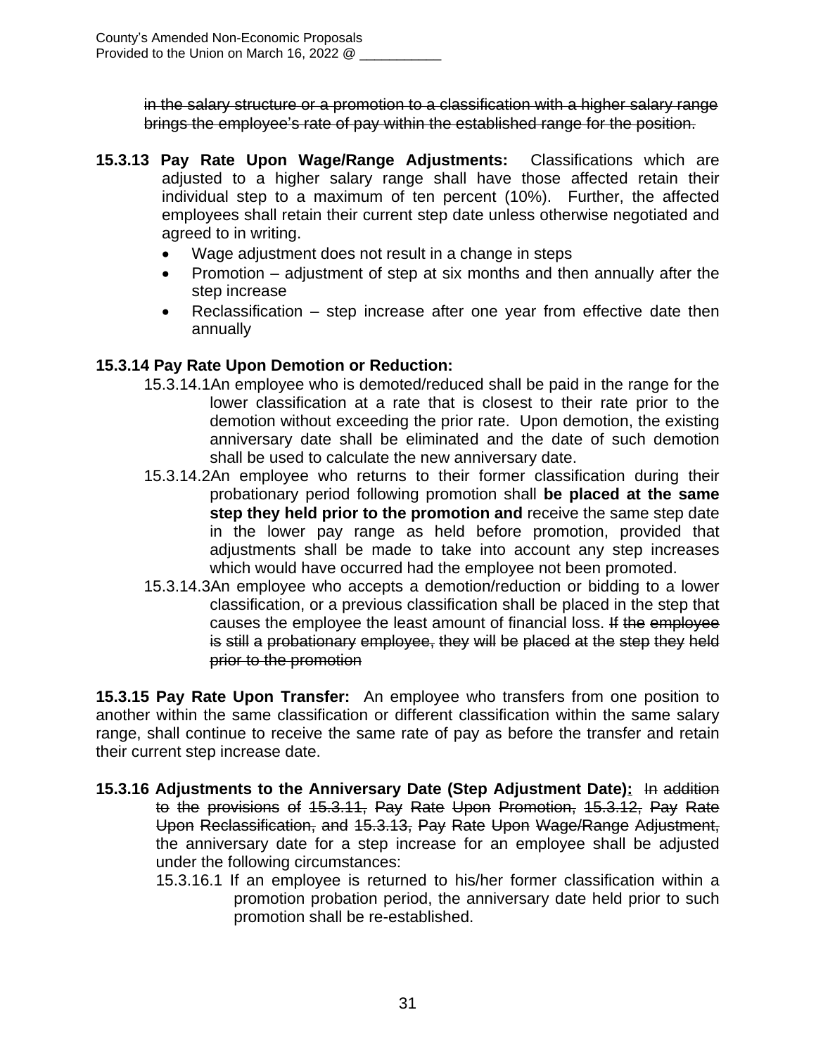~~in the salary structure or a promotion to a classification with a higher salary range brings the employee's rate of pay within the established range for the position.~~

**15.3.13 Pay Rate Upon Wage/Range Adjustments:** Classifications which are adjusted to a higher salary range shall have those affected retain their individual step to a maximum of ten percent (10%). Further, the affected employees shall retain their current step date unless otherwise negotiated and agreed to in writing.

- Wage adjustment does not result in a change in steps
- Promotion – adjustment of step at six months and then annually after the step increase
- Reclassification – step increase after one year from effective date then annually

**15.3.14 Pay Rate Upon Demotion or Reduction:**

15.3.14.1 An employee who is demoted/reduced shall be paid in the range for the lower classification at a rate that is closest to their rate prior to the demotion without exceeding the prior rate. Upon demotion, the existing anniversary date shall be eliminated and the date of such demotion shall be used to calculate the new anniversary date.

15.3.14.2 An employee who returns to their former classification during their probationary period following promotion shall **be placed at the same step they held prior to the promotion and** receive the same step date in the lower pay range as held before promotion, provided that adjustments shall be made to take into account any step increases which would have occurred had the employee not been promoted.

15.3.14.3 An employee who accepts a demotion/reduction or bidding to a lower classification, or a previous classification shall be placed in the step that causes the employee the least amount of financial loss. ~~If the employee is still a probationary employee, they will be placed at the step they held prior to the promotion~~

**15.3.15 Pay Rate Upon Transfer:** An employee who transfers from one position to another within the same classification or different classification within the same salary range, shall continue to receive the same rate of pay as before the transfer and retain their current step increase date.

**15.3.16 Adjustments to the Anniversary Date (Step Adjustment Date):** ~~In addition to the provisions of 15.3.11, Pay Rate Upon Promotion, 15.3.12, Pay Rate Upon Reclassification, and 15.3.13, Pay Rate Upon Wage/Range Adjustment,~~ the anniversary date for a step increase for an employee shall be adjusted under the following circumstances:

15.3.16.1 If an employee is returned to his/her former classification within a promotion probation period, the anniversary date held prior to such promotion shall be re-established.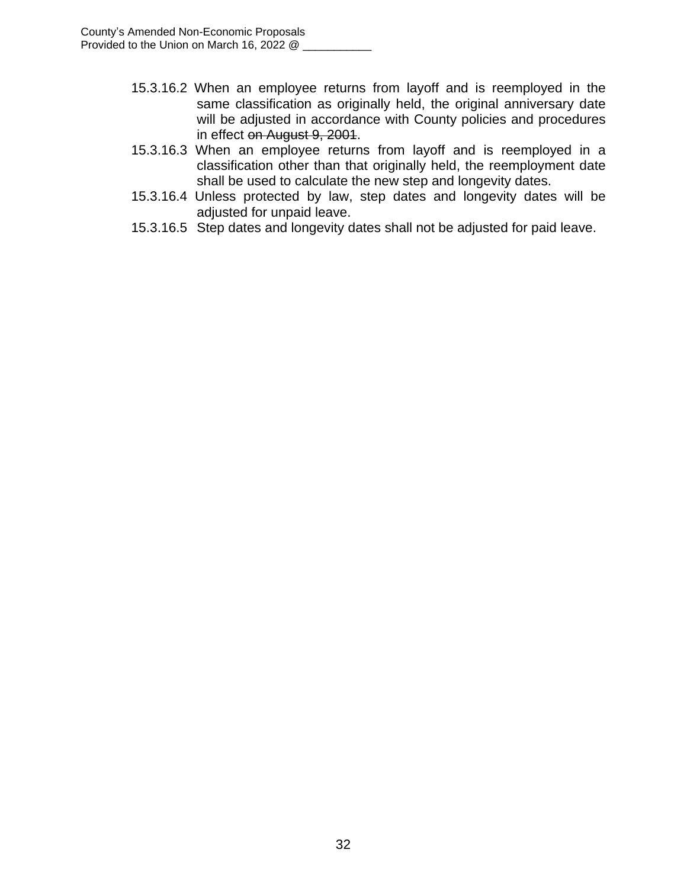15.3.16.2 When an employee returns from layoff and is reemployed in the same classification as originally held, the original anniversary date will be adjusted in accordance with County policies and procedures in effect ~~on August 9, 2001~~.

15.3.16.3 When an employee returns from layoff and is reemployed in a classification other than that originally held, the reemployment date shall be used to calculate the new step and longevity dates.

15.3.16.4 Unless protected by law, step dates and longevity dates will be adjusted for unpaid leave.

15.3.16.5 Step dates and longevity dates shall not be adjusted for paid leave.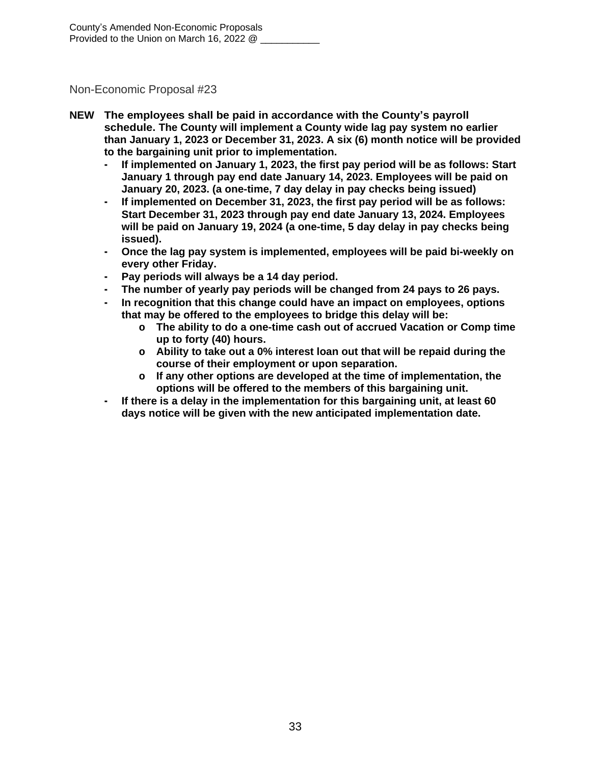Non-Economic Proposal #23

**NEW** **The employees shall be paid in accordance with the County's payroll schedule. The County will implement a County wide lag pay system no earlier than January 1, 2023 or December 31, 2023. A six (6) month notice will be provided to the bargaining unit prior to implementation.**

- **If implemented on January 1, 2023, the first pay period will be as follows: Start January 1 through pay end date January 14, 2023. Employees will be paid on January 20, 2023. (a one-time, 7 day delay in pay checks being issued)**
- **If implemented on December 31, 2023, the first pay period will be as follows: Start December 31, 2023 through pay end date January 13, 2024. Employees will be paid on January 19, 2024 (a one-time, 5 day delay in pay checks being issued).**
- **Once the lag pay system is implemented, employees will be paid bi-weekly on every other Friday.**
- **Pay periods will always be a 14 day period.**
- **The number of yearly pay periods will be changed from 24 pays to 26 pays.**
- **In recognition that this change could have an impact on employees, options that may be offered to the employees to bridge this delay will be:**
  - **The ability to do a one-time cash out of accrued Vacation or Comp time up to forty (40) hours.**
  - **Ability to take out a 0% interest loan out that will be repaid during the course of their employment or upon separation.**
  - **If any other options are developed at the time of implementation, the options will be offered to the members of this bargaining unit.**
- **If there is a delay in the implementation for this bargaining unit, at least 60 days notice will be given with the new anticipated implementation date.**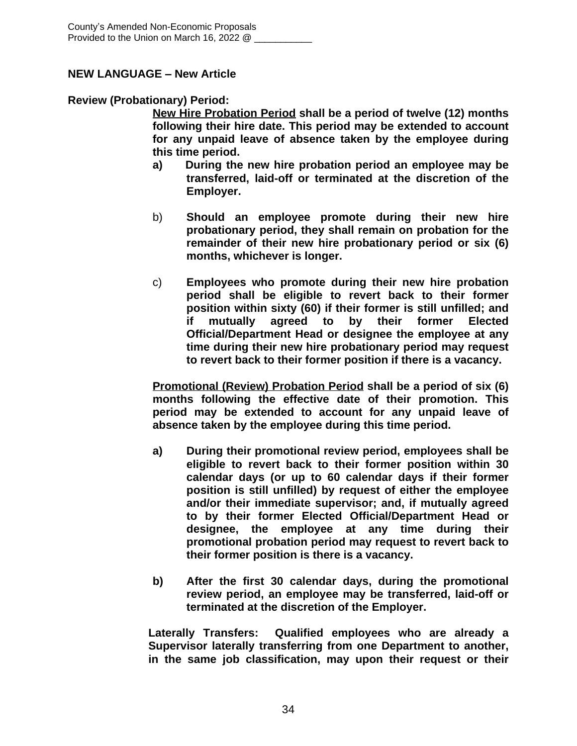County's Amended Non-Economic Proposals
Provided to the Union on March 16, 2022 @ ___________

**NEW LANGUAGE – New Article**

**Review (Probationary) Period:**

**<u>New Hire Probation Period</u> shall be a period of twelve (12) months following their hire date. This period may be extended to account for any unpaid leave of absence taken by the employee during this time period.**

**a)** **During the new hire probation period an employee may be transferred, laid-off or terminated at the discretion of the Employer.**

b) **Should an employee promote during their new hire probationary period, they shall remain on probation for the remainder of their new hire probationary period or six (6) months, whichever is longer.**

c) **Employees who promote during their new hire probation period shall be eligible to revert back to their former position within sixty (60) if their former is still unfilled; and if mutually agreed to by their former Elected Official/Department Head or designee the employee at any time during their new hire probationary period may request to revert back to their former position if there is a vacancy.**

**<u>Promotional (Review) Probation Period</u> shall be a period of six (6) months following the effective date of their promotion. This period may be extended to account for any unpaid leave of absence taken by the employee during this time period.**

**a)** **During their promotional review period, employees shall be eligible to revert back to their former position within 30 calendar days (or up to 60 calendar days if their former position is still unfilled) by request of either the employee and/or their immediate supervisor; and, if mutually agreed to by their former Elected Official/Department Head or designee, the employee at any time during their promotional probation period may request to revert back to their former position is there is a vacancy.**

**b)** **After the first 30 calendar days, during the promotional review period, an employee may be transferred, laid-off or terminated at the discretion of the Employer.**

**Laterally Transfers: Qualified employees who are already a Supervisor laterally transferring from one Department to another, in the same job classification, may upon their request or their**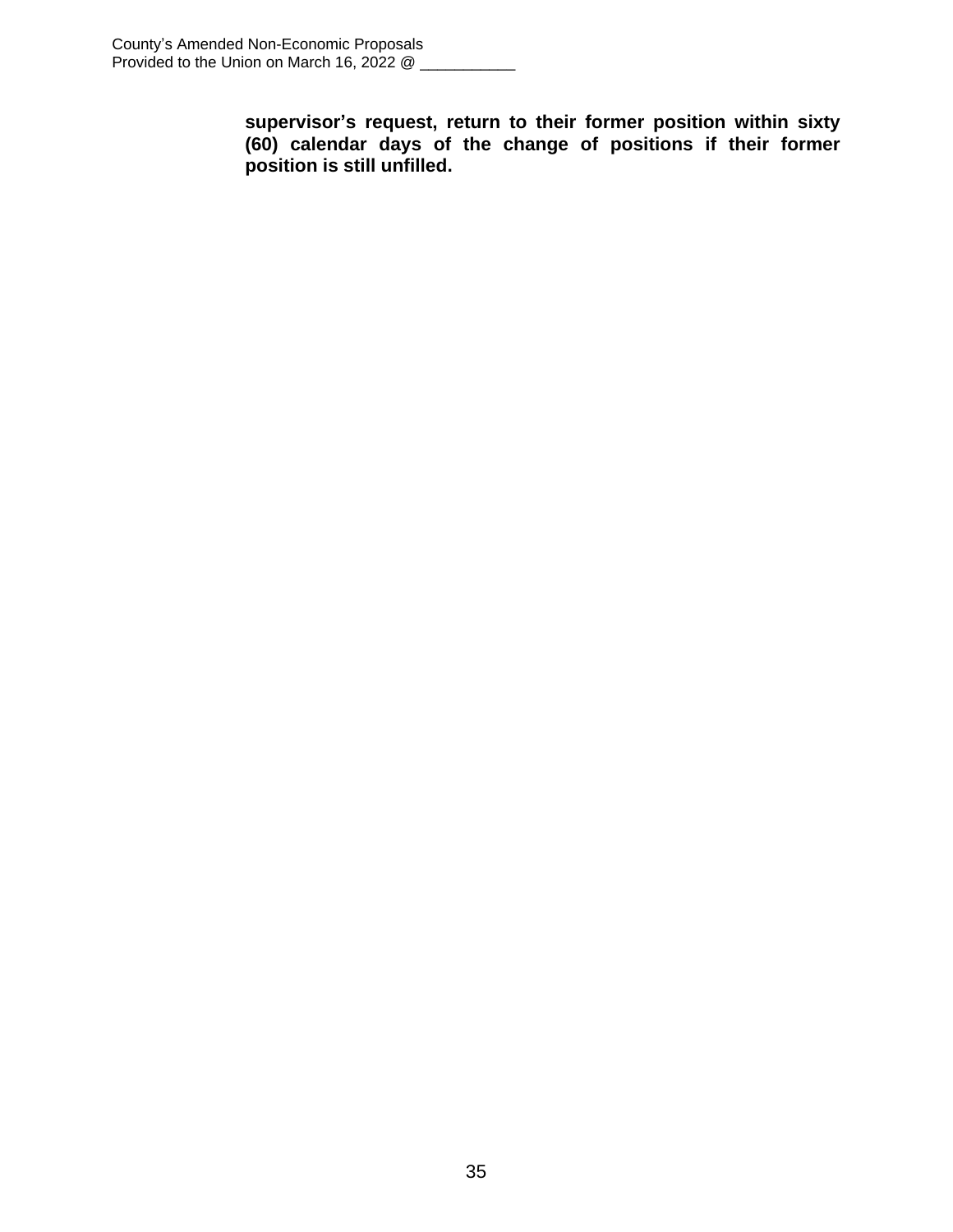**supervisor's request, return to their former position within sixty (60) calendar days of the change of positions if their former position is still unfilled.**